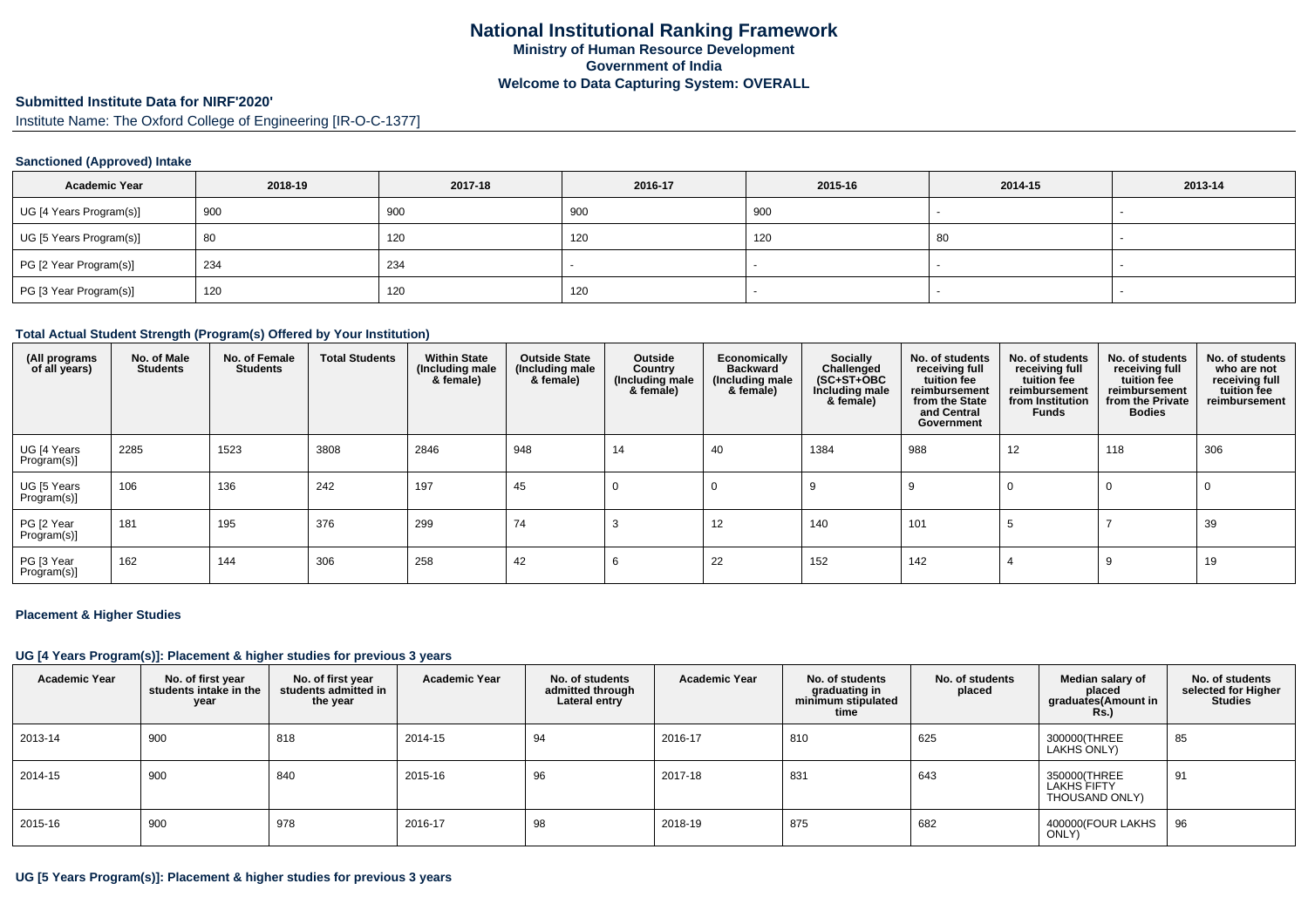# National Institutional Ranking Framework

**Ministry of Human Resource Development**

**Government of India**

**Welcome to Data Capturing System: OVERALL**

## Submitted Institute Data for NIRF'2020'

Institute Name: The Oxford College of Engineering [IR-O-C-1377]

### Sanctioned (Approved) Intake

| Academic Year | 2018-19 | 2017-18 | 2016-17 | 2015-16 | 2014-15 | 2013-14 |
|---|---|---|---|---|---|---|
| UG [4 Years Program(s)] | 900 | 900 | 900 | 900 | - | - |
| UG [5 Years Program(s)] | 80 | 120 | 120 | 120 | 80 | - |
| PG [2 Year Program(s)] | 234 | 234 | - | - | - | - |
| PG [3 Year Program(s)] | 120 | 120 | 120 | - | - | - |

### Total Actual Student Strength (Program(s) Offered by Your Institution)

| (All programs of all years) | No. of Male Students | No. of Female Students | Total Students | Within State (Including male & female) | Outside State (Including male & female) | Outside Country (Including male & female) | Economically Backward (Including male & female) | Socially Challenged (SC+ST+OBC Including male & female) | No. of students receiving full tuition fee reimbursement from the State and Central Government | No. of students receiving full tuition fee reimbursement from Institution Funds | No. of students receiving full tuition fee reimbursement from the Private Bodies | No. of students who are not receiving full tuition fee reimbursement |
|---|---|---|---|---|---|---|---|---|---|---|---|---|
| UG [4 Years Program(s)] | 2285 | 1523 | 3808 | 2846 | 948 | 14 | 40 | 1384 | 988 | 12 | 118 | 306 |
| UG [5 Years Program(s)] | 106 | 136 | 242 | 197 | 45 | 0 | 0 | 9 | 9 | 0 | 0 | 0 |
| PG [2 Year Program(s)] | 181 | 195 | 376 | 299 | 74 | 3 | 12 | 140 | 101 | 5 | 7 | 39 |
| PG [3 Year Program(s)] | 162 | 144 | 306 | 258 | 42 | 6 | 22 | 152 | 142 | 4 | 9 | 19 |

### Placement & Higher Studies

#### UG [4 Years Program(s)]: Placement & higher studies for previous 3 years

| Academic Year | No. of first year students intake in the year | No. of first year students admitted in the year | Academic Year | No. of students admitted through Lateral entry | Academic Year | No. of students graduating in minimum stipulated time | No. of students placed | Median salary of placed graduates(Amount in Rs.) | No. of students selected for Higher Studies |
|---|---|---|---|---|---|---|---|---|---|
| 2013-14 | 900 | 818 | 2014-15 | 94 | 2016-17 | 810 | 625 | 300000(THREE LAKHS ONLY) | 85 |
| 2014-15 | 900 | 840 | 2015-16 | 96 | 2017-18 | 831 | 643 | 350000(THREE LAKHS FIFTY THOUSAND ONLY) | 91 |
| 2015-16 | 900 | 978 | 2016-17 | 98 | 2018-19 | 875 | 682 | 400000(FOUR LAKHS ONLY) | 96 |

#### UG [5 Years Program(s)]: Placement & higher studies for previous 3 years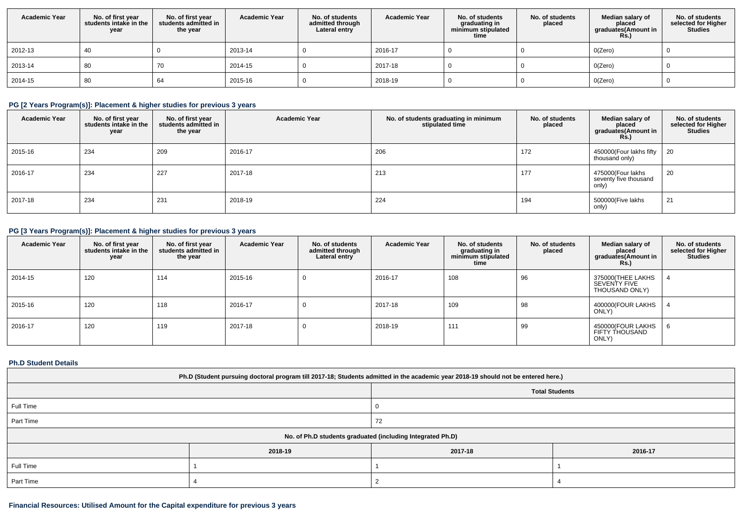| Academic Year | No. of first year students intake in the year | No. of first year students admitted in the year | Academic Year | No. of students admitted through Lateral entry | Academic Year | No. of students graduating in minimum stipulated time | No. of students placed | Median salary of placed graduates(Amount in Rs.) | No. of students selected for Higher Studies |
|---|---|---|---|---|---|---|---|---|---|
| 2012-13 | 40 | 0 | 2013-14 | 0 | 2016-17 | 0 | 0 | 0(Zero) | 0 |
| 2013-14 | 80 | 70 | 2014-15 | 0 | 2017-18 | 0 | 0 | 0(Zero) | 0 |
| 2014-15 | 80 | 64 | 2015-16 | 0 | 2018-19 | 0 | 0 | 0(Zero) | 0 |

### PG [2 Years Program(s)]: Placement & higher studies for previous 3 years

| Academic Year | No. of first year students intake in the year | No. of first year students admitted in the year | Academic Year | No. of students graduating in minimum stipulated time | No. of students placed | Median salary of placed graduates(Amount in Rs.) | No. of students selected for Higher Studies |
|---|---|---|---|---|---|---|---|
| 2015-16 | 234 | 209 | 2016-17 | 206 | 172 | 450000(Four lakhs fifty thousand only) | 20 |
| 2016-17 | 234 | 227 | 2017-18 | 213 | 177 | 475000(Four lakhs seventy five thousand only) | 20 |
| 2017-18 | 234 | 231 | 2018-19 | 224 | 194 | 500000(Five lakhs only) | 21 |

### PG [3 Years Program(s)]: Placement & higher studies for previous 3 years

| Academic Year | No. of first year students intake in the year | No. of first year students admitted in the year | Academic Year | No. of students admitted through Lateral entry | Academic Year | No. of students graduating in minimum stipulated time | No. of students placed | Median salary of placed graduates(Amount in Rs.) | No. of students selected for Higher Studies |
|---|---|---|---|---|---|---|---|---|---|
| 2014-15 | 120 | 114 | 2015-16 | 0 | 2016-17 | 108 | 96 | 375000(THEE LAKHS SEVENTY FIVE THOUSAND ONLY) | 4 |
| 2015-16 | 120 | 118 | 2016-17 | 0 | 2017-18 | 109 | 98 | 400000(FOUR LAKHS ONLY) | 4 |
| 2016-17 | 120 | 119 | 2017-18 | 0 | 2018-19 | 111 | 99 | 450000(FOUR LAKHS FIFTY THOUSAND ONLY) | 6 |

### Ph.D Student Details

| Ph.D (Student pursuing doctoral program till 2017-18; Students admitted in the academic year 2018-19 should not be entered here.) | |
|---|---|
| | Total Students |
| Full Time | 0 |
| Part Time | 72 |

| No. of Ph.D students graduated (including Integrated Ph.D) | | | |
|---|---|---|---|
| | 2018-19 | 2017-18 | 2016-17 |
| Full Time | 1 | 1 | 1 |
| Part Time | 4 | 2 | 4 |

### Financial Resources: Utilised Amount for the Capital expenditure for previous 3 years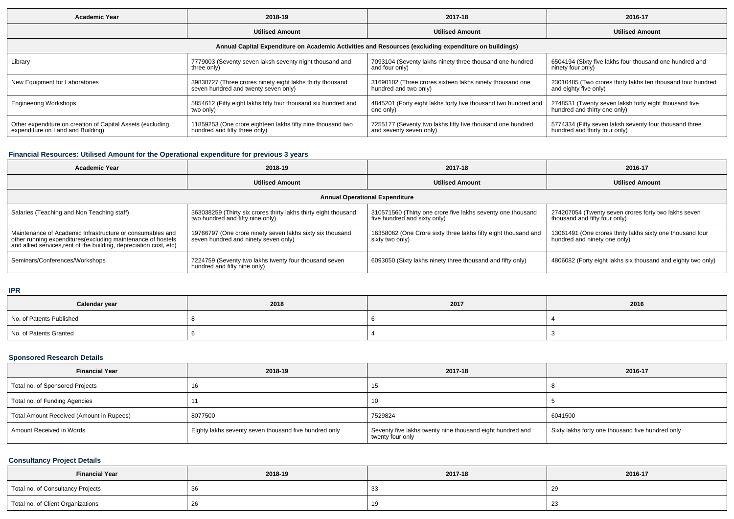| Academic Year | 2018-19 | 2017-18 | 2016-17 |
|---|---|---|---|
| | **Utilised Amount** | **Utilised Amount** | **Utilised Amount** |
| **Annual Capital Expenditure on Academic Activities and Resources (excluding expenditure on buildings)** | | | |
| Library | 7779003 (Seventy seven laksh seventy night thousand and three only) | 7093104 (Seventy lakhs ninety three thousand one hundred and four only) | 6504194 (Sixty five lakhs four thousand one hundred and ninety four only) |
| New Equipment for Laboratories | 39830727 (Three crores ninety eight lakhs thirty thousand seven hundred and twenty seven only) | 31690102 (Three crores sixteen lakhs ninety thousand one hundred and two only) | 23010485 (Two crores thirty lakhs ten thousand four hundred and eighty five only) |
| Engineering Workshops | 5854612 (Fifty eight lakhs fifty four thousand six hundred and two only) | 4845201 (Forty eight lakhs forty five thousand two hundred and one only) | 2748531 (Twenty seven laksh forty eight thousand five hundred and thirty one only) |
| Other expenditure on creation of Capital Assets (excluding expenditure on Land and Building) | 11859253 (One crore eighteen lakhs fifty nine thousand two hundred and fifty three only) | 7255177 (Seventy two lakhs fifty five thousand one hundred and seventy seven only) | 5774334 (Fifty seven laksh seventy four thousand three hundred and thirty four only) |

### Financial Resources: Utilised Amount for the Operational expenditure for previous 3 years

| Academic Year | 2018-19 | 2017-18 | 2016-17 |
|---|---|---|---|
| | **Utilised Amount** | **Utilised Amount** | **Utilised Amount** |
| **Annual Operational Expenditure** | | | |
| Salaries (Teaching and Non Teaching staff) | 363038259 (Thirty six crores thirty lakhs thirty eight thousand two hundred and fifty nine only) | 310571560 (Thirty one crore five lakhs seventy one thousand five hundred and sixty only) | 274207054 (Twenty seven crores forty two lakhs seven thousand and fifty four only) |
| Maintenance of Academic Infrastructure or consumables and other running expenditures(excluding maintenance of hostels and allied services,rent of the building, depreciation cost, etc) | 19766797 (One crore ninety seven lakhs sixty six thousand seven hundred and ninety seven only) | 16358062 (One Crore sixty three lakhs fifty eight thousand and sixty two only) | 13061491 (One crores thrity lakhs sixty one thousand four hundred and ninety one only) |
| Seminars/Conferences/Workshops | 7224759 (Seventy two lakhs twenty four thousand seven hundred and fifty nine only) | 6093050 (Sixty lakhs ninety three thousand and fifty only) | 4806082 (Forty eight lakhs six thousand and eighty two only) |

### IPR

| Calendar year | 2018 | 2017 | 2016 |
|---|---|---|---|
| No. of Patents Published | 8 | 6 | 4 |
| No. of Patents Granted | 6 | 4 | 3 |

### Sponsored Research Details

| Financial Year | 2018-19 | 2017-18 | 2016-17 |
|---|---|---|---|
| Total no. of Sponsored Projects | 16 | 15 | 8 |
| Total no. of Funding Agencies | 11 | 10 | 5 |
| Total Amount Received (Amount in Rupees) | 8077500 | 7529824 | 6041500 |
| Amount Received in Words | Eighty lakhs seventy seven thousand five hundred only | Seventy five lakhs twenty nine thousand eight hundred and twenty four only | Sixty lakhs forty one thousand five hundred only |

### Consultancy Project Details

| Financial Year | 2018-19 | 2017-18 | 2016-17 |
|---|---|---|---|
| Total no. of Consultancy Projects | 36 | 33 | 29 |
| Total no. of Client Organizations | 26 | 19 | 23 |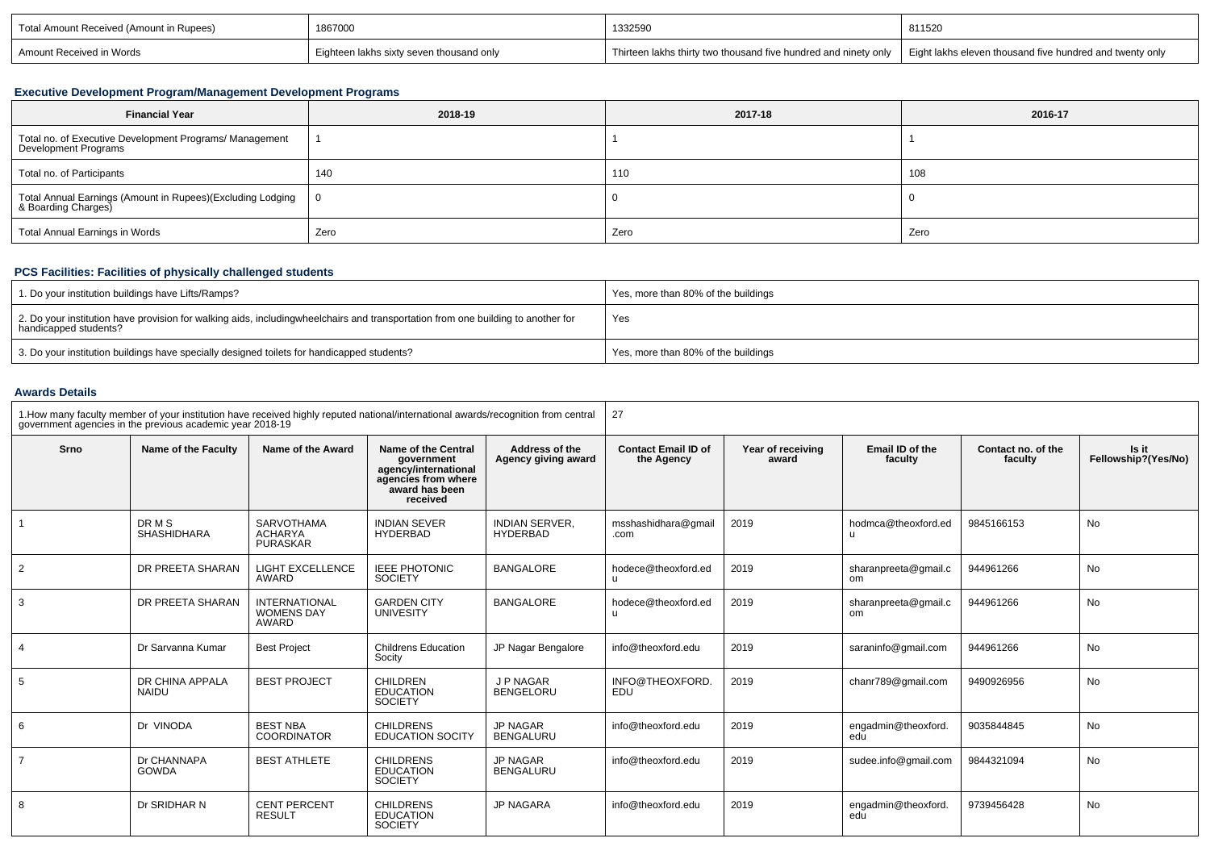| Total Amount Received (Amount in Rupees) | 1867000 | 1332590 | 811520 |
|---|---|---|---|
| Amount Received in Words | Eighteen lakhs sixty seven thousand only | Thirteen lakhs thirty two thousand five hundred and ninety only | Eight lakhs eleven thousand five hundred and twenty only |

### Executive Development Program/Management Development Programs

| Financial Year | 2018-19 | 2017-18 | 2016-17 |
|---|---|---|---|
| Total no. of Executive Development Programs/ Management Development Programs | 1 | 1 | 1 |
| Total no. of Participants | 140 | 110 | 108 |
| Total Annual Earnings (Amount in Rupees)(Excluding Lodging & Boarding Charges) | 0 | 0 | 0 |
| Total Annual Earnings in Words | Zero | Zero | Zero |

### PCS Facilities: Facilities of physically challenged students

| | |
|---|---|
| 1. Do your institution buildings have Lifts/Ramps? | Yes, more than 80% of the buildings |
| 2. Do your institution have provision for walking aids, includingwheelchairs and transportation from one building to another for handicapped students? | Yes |
| 3. Do your institution buildings have specially designed toilets for handicapped students? | Yes, more than 80% of the buildings |

### Awards Details

1.How many faculty member of your institution have received highly reputed national/international awards/recognition from central government agencies in the previous academic year 2018-19: 27

| Srno | Name of the Faculty | Name of the Award | Name of the Central government agency/international agencies from where award has been received | Address of the Agency giving award | Contact Email ID of the Agency | Year of receiving award | Email ID of the faculty | Contact no. of the faculty | Is it Fellowship?(Yes/No) |
|---|---|---|---|---|---|---|---|---|---|
| 1 | DR M S SHASHIDHARA | SARVOTHAMA ACHARYA PURASKAR | INDIAN SEVER HYDERBAD | INDIAN SERVER, HYDERBAD | msshashidhara@gmail.com | 2019 | hodmca@theoxford.edu | 9845166153 | No |
| 2 | DR PREETA SHARAN | LIGHT EXCELLENCE AWARD | IEEE PHOTONIC SOCIETY | BANGALORE | hodece@theoxford.edu | 2019 | sharanpreeta@gmail.com | 944961266 | No |
| 3 | DR PREETA SHARAN | INTERNATIONAL WOMENS DAY AWARD | GARDEN CITY UNIVESITY | BANGALORE | hodece@theoxford.edu | 2019 | sharanpreeta@gmail.com | 944961266 | No |
| 4 | Dr Sarvanna Kumar | Best Project | Childrens Education Socity | JP Nagar Bengalore | info@theoxford.edu | 2019 | saraninfo@gmail.com | 944961266 | No |
| 5 | DR CHINA APPALA NAIDU | BEST PROJECT | CHILDREN EDUCATION SOCIETY | J P NAGAR BENGELORU | INFO@THEOXFORD.EDU | 2019 | chanr789@gmail.com | 9490926956 | No |
| 6 | Dr VINODA | BEST NBA COORDINATOR | CHILDRENS EDUCATION SOCITY | JP NAGAR BENGALURU | info@theoxford.edu | 2019 | engadmin@theoxford.edu | 9035844845 | No |
| 7 | Dr CHANNAPA GOWDA | BEST ATHLETE | CHILDRENS EDUCATION SOCIETY | JP NAGAR BENGALURU | info@theoxford.edu | 2019 | sudee.info@gmail.com | 9844321094 | No |
| 8 | Dr SRIDHAR N | CENT PERCENT RESULT | CHILDRENS EDUCATION SOCIETY | JP NAGARA | info@theoxford.edu | 2019 | engadmin@theoxford.edu | 9739456428 | No |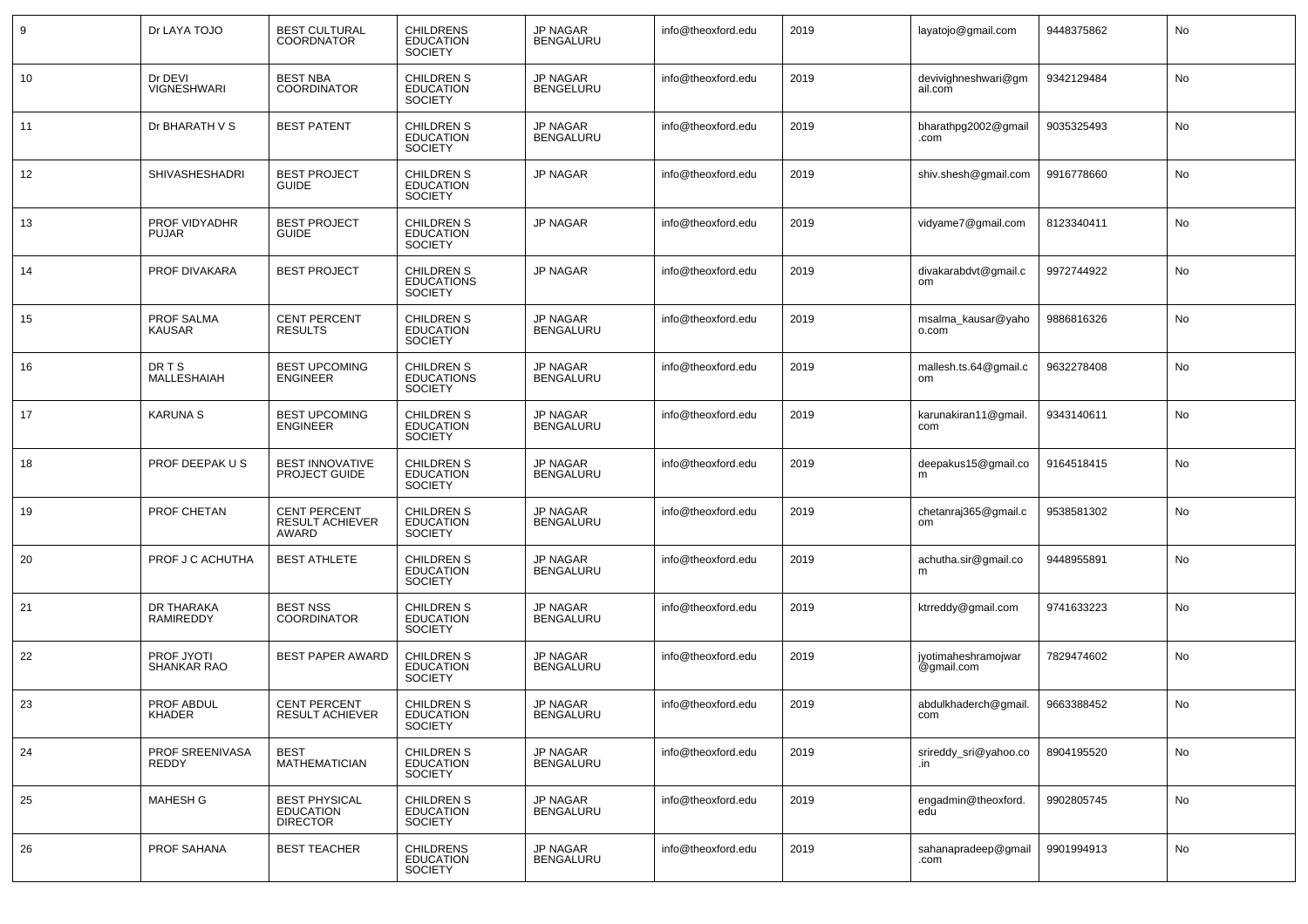| 9 | Dr LAYA TOJO | BEST CULTURAL COORDNATOR | CHILDRENS EDUCATION SOCIETY | JP NAGAR BENGALURU | info@theoxford.edu | 2019 | layatojo@gmail.com | 9448375862 | No |
|---|---|---|---|---|---|---|---|---|---|
| 10 | Dr DEVI VIGNESHWARI | BEST NBA COORDINATOR | CHILDREN S EDUCATION SOCIETY | JP NAGAR BENGELURU | info@theoxford.edu | 2019 | devivighneshwari@gmail.com | 9342129484 | No |
| 11 | Dr BHARATH V S | BEST PATENT | CHILDREN S EDUCATION SOCIETY | JP NAGAR BENGALURU | info@theoxford.edu | 2019 | bharathpg2002@gmail.com | 9035325493 | No |
| 12 | SHIVASHESHADRI | BEST PROJECT GUIDE | CHILDREN S EDUCATION SOCIETY | JP NAGAR | info@theoxford.edu | 2019 | shiv.shesh@gmail.com | 9916778660 | No |
| 13 | PROF VIDYADHR PUJAR | BEST PROJECT GUIDE | CHILDREN S EDUCATION SOCIETY | JP NAGAR | info@theoxford.edu | 2019 | vidyame7@gmail.com | 8123340411 | No |
| 14 | PROF DIVAKARA | BEST PROJECT | CHILDREN S EDUCATIONS SOCIETY | JP NAGAR | info@theoxford.edu | 2019 | divakarabdvt@gmail.com | 9972744922 | No |
| 15 | PROF SALMA KAUSAR | CENT PERCENT RESULTS | CHILDREN S EDUCATION SOCIETY | JP NAGAR BENGALURU | info@theoxford.edu | 2019 | msalma_kausar@yahoo.com | 9886816326 | No |
| 16 | DR T S MALLESHAIAH | BEST UPCOMING ENGINEER | CHILDREN S EDUCATIONS SOCIETY | JP NAGAR BENGALURU | info@theoxford.edu | 2019 | mallesh.ts.64@gmail.com | 9632278408 | No |
| 17 | KARUNA S | BEST UPCOMING ENGINEER | CHILDREN S EDUCATION SOCIETY | JP NAGAR BENGALURU | info@theoxford.edu | 2019 | karunakiran11@gmail.com | 9343140611 | No |
| 18 | PROF DEEPAK U S | BEST INNOVATIVE PROJECT GUIDE | CHILDREN S EDUCATION SOCIETY | JP NAGAR BENGALURU | info@theoxford.edu | 2019 | deepakus15@gmail.com | 9164518415 | No |
| 19 | PROF CHETAN | CENT PERCENT RESULT ACHIEVER AWARD | CHILDREN S EDUCATION SOCIETY | JP NAGAR BENGALURU | info@theoxford.edu | 2019 | chetanraj365@gmail.com | 9538581302 | No |
| 20 | PROF J C ACHUTHA | BEST ATHLETE | CHILDREN S EDUCATION SOCIETY | JP NAGAR BENGALURU | info@theoxford.edu | 2019 | achutha.sir@gmail.com | 9448955891 | No |
| 21 | DR THARAKA RAMIREDDY | BEST NSS COORDINATOR | CHILDREN S EDUCATION SOCIETY | JP NAGAR BENGALURU | info@theoxford.edu | 2019 | ktrreddy@gmail.com | 9741633223 | No |
| 22 | PROF JYOTI SHANKAR RAO | BEST PAPER AWARD | CHILDREN S EDUCATION SOCIETY | JP NAGAR BENGALURU | info@theoxford.edu | 2019 | jyotimaheshramojwar@gmail.com | 7829474602 | No |
| 23 | PROF ABDUL KHADER | CENT PERCENT RESULT ACHIEVER | CHILDREN S EDUCATION SOCIETY | JP NAGAR BENGALURU | info@theoxford.edu | 2019 | abdulkhaderch@gmail.com | 9663388452 | No |
| 24 | PROF SREENIVASA REDDY | BEST MATHEMATICIAN | CHILDREN S EDUCATION SOCIETY | JP NAGAR BENGALURU | info@theoxford.edu | 2019 | srireddy_sri@yahoo.co.in | 8904195520 | No |
| 25 | MAHESH G | BEST PHYSICAL EDUCATION DIRECTOR | CHILDREN S EDUCATION SOCIETY | JP NAGAR BENGALURU | info@theoxford.edu | 2019 | engadmin@theoxford.edu | 9902805745 | No |
| 26 | PROF SAHANA | BEST TEACHER | CHILDRENS EDUCATION SOCIETY | JP NAGAR BENGALURU | info@theoxford.edu | 2019 | sahanapradeep@gmail.com | 9901994913 | No |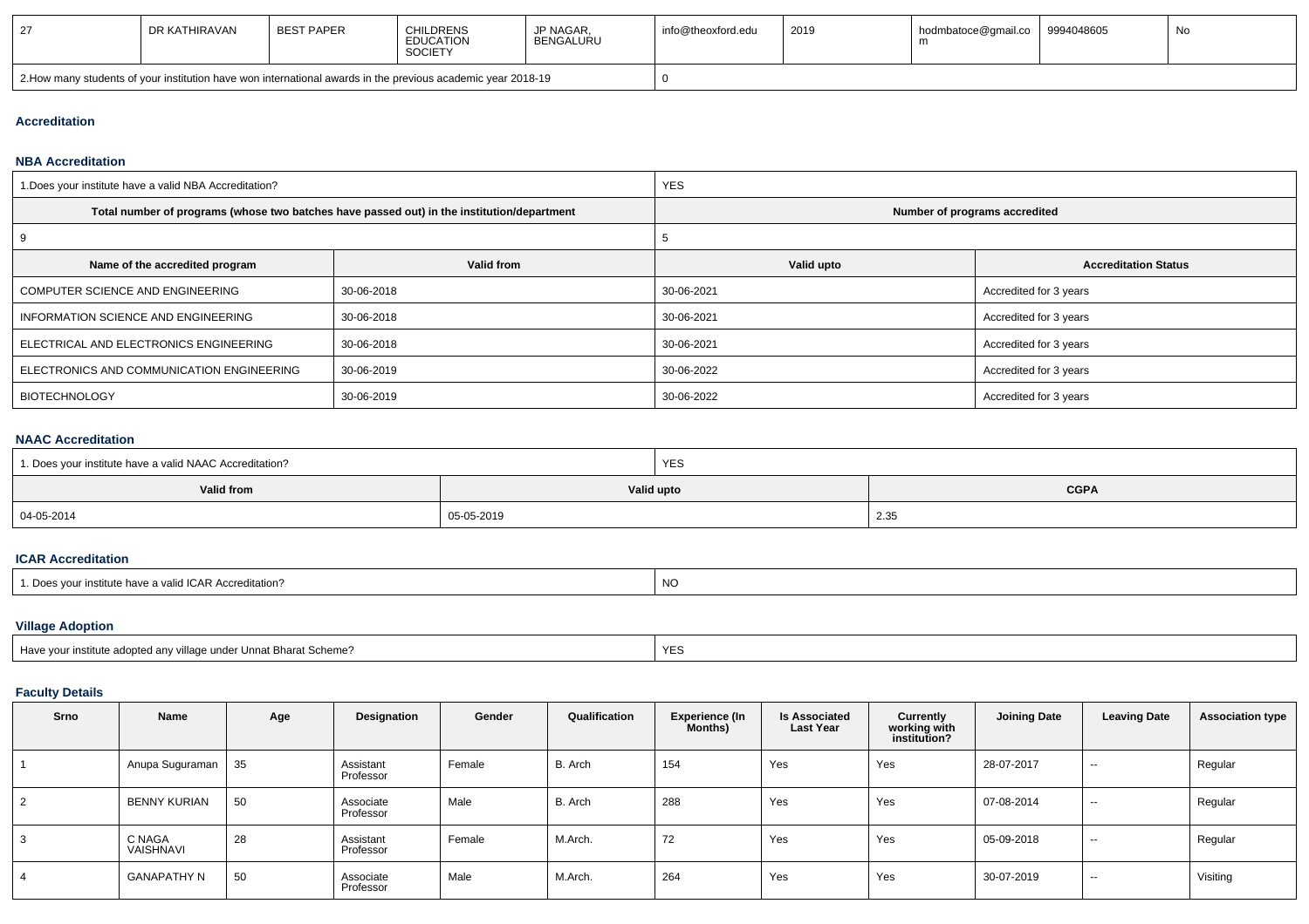| 27 | DR KATHIRAVAN | BEST PAPER | CHILDRENS EDUCATION SOCIETY | JP NAGAR, BENGALURU | info@theoxford.edu | 2019 | hodmbatoce@gmail.com | 9994048605 | No |
|---|---|---|---|---|---|---|---|---|---|
| 2.How many students of your institution have won international awards in the previous academic year 2018-19 | | | | | 0 | | | | |

## Accreditation

### NBA Accreditation

| 1.Does your institute have a valid NBA Accreditation? | | YES | |
|---|---|---|---|
| **Total number of programs (whose two batches have passed out) in the institution/department** | | **Number of programs accredited** | |
| 9 | | 5 | |
| **Name of the accredited program** | **Valid from** | **Valid upto** | **Accreditation Status** |
| COMPUTER SCIENCE AND ENGINEERING | 30-06-2018 | 30-06-2021 | Accredited for 3 years |
| INFORMATION SCIENCE AND ENGINEERING | 30-06-2018 | 30-06-2021 | Accredited for 3 years |
| ELECTRICAL AND ELECTRONICS ENGINEERING | 30-06-2018 | 30-06-2021 | Accredited for 3 years |
| ELECTRONICS AND COMMUNICATION ENGINEERING | 30-06-2019 | 30-06-2022 | Accredited for 3 years |
| BIOTECHNOLOGY | 30-06-2019 | 30-06-2022 | Accredited for 3 years |

### NAAC Accreditation

| 1. Does your institute have a valid NAAC Accreditation? | YES | |
|---|---|---|
| **Valid from** | **Valid upto** | **CGPA** |
| 04-05-2014 | 05-05-2019 | 2.35 |

### ICAR Accreditation

| 1. Does your institute have a valid ICAR Accreditation? | NO |
|---|---|

### Village Adoption

| Have your institute adopted any village under Unnat Bharat Scheme? | YES |
|---|---|

### Faculty Details

| Srno | Name | Age | Designation | Gender | Qualification | Experience (In Months) | Is Associated Last Year | Currently working with institution? | Joining Date | Leaving Date | Association type |
|---|---|---|---|---|---|---|---|---|---|---|---|
| 1 | Anupa Suguraman | 35 | Assistant Professor | Female | B. Arch | 154 | Yes | Yes | 28-07-2017 | -- | Regular |
| 2 | BENNY KURIAN | 50 | Associate Professor | Male | B. Arch | 288 | Yes | Yes | 07-08-2014 | -- | Regular |
| 3 | C NAGA VAISHNAVI | 28 | Assistant Professor | Female | M.Arch. | 72 | Yes | Yes | 05-09-2018 | -- | Regular |
| 4 | GANAPATHY N | 50 | Associate Professor | Male | M.Arch. | 264 | Yes | Yes | 30-07-2019 | -- | Visiting |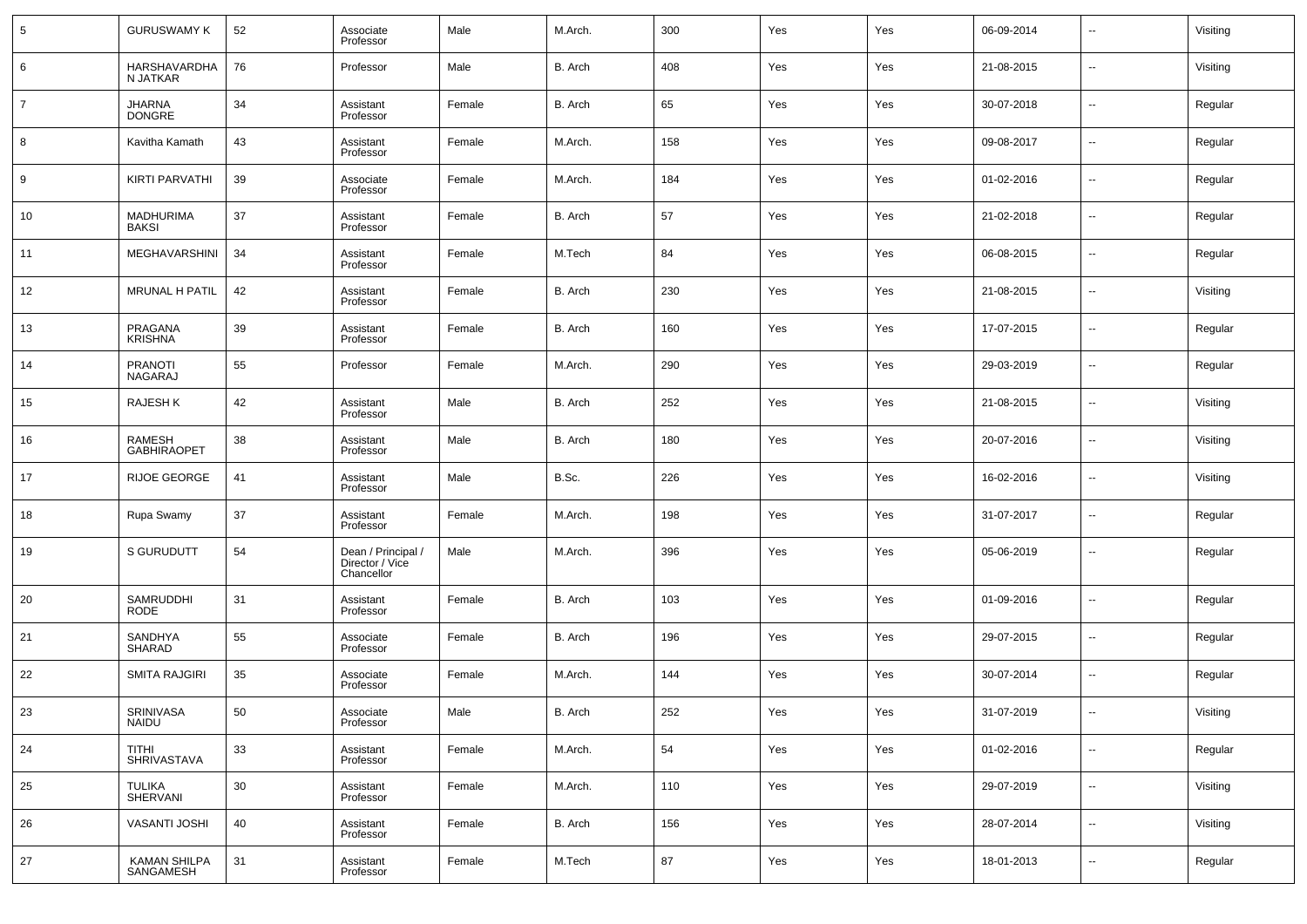| 5 | GURUSWAMY K | 52 | Associate Professor | Male | M.Arch. | 300 | Yes | Yes | 06-09-2014 | -- | Visiting |
|---|---|---|---|---|---|---|---|---|---|---|---|
| 6 | HARSHAVARDHAN JATKAR | 76 | Professor | Male | B. Arch | 408 | Yes | Yes | 21-08-2015 | -- | Visiting |
| 7 | JHARNA DONGRE | 34 | Assistant Professor | Female | B. Arch | 65 | Yes | Yes | 30-07-2018 | -- | Regular |
| 8 | Kavitha Kamath | 43 | Assistant Professor | Female | M.Arch. | 158 | Yes | Yes | 09-08-2017 | -- | Regular |
| 9 | KIRTI PARVATHI | 39 | Associate Professor | Female | M.Arch. | 184 | Yes | Yes | 01-02-2016 | -- | Regular |
| 10 | MADHURIMA BAKSI | 37 | Assistant Professor | Female | B. Arch | 57 | Yes | Yes | 21-02-2018 | -- | Regular |
| 11 | MEGHAVARSHINI | 34 | Assistant Professor | Female | M.Tech | 84 | Yes | Yes | 06-08-2015 | -- | Regular |
| 12 | MRUNAL H PATIL | 42 | Assistant Professor | Female | B. Arch | 230 | Yes | Yes | 21-08-2015 | -- | Visiting |
| 13 | PRAGANA KRISHNA | 39 | Assistant Professor | Female | B. Arch | 160 | Yes | Yes | 17-07-2015 | -- | Regular |
| 14 | PRANOTI NAGARAJ | 55 | Professor | Female | M.Arch. | 290 | Yes | Yes | 29-03-2019 | -- | Regular |
| 15 | RAJESH K | 42 | Assistant Professor | Male | B. Arch | 252 | Yes | Yes | 21-08-2015 | -- | Visiting |
| 16 | RAMESH GABHIRAOPET | 38 | Assistant Professor | Male | B. Arch | 180 | Yes | Yes | 20-07-2016 | -- | Visiting |
| 17 | RIJOE GEORGE | 41 | Assistant Professor | Male | B.Sc. | 226 | Yes | Yes | 16-02-2016 | -- | Visiting |
| 18 | Rupa Swamy | 37 | Assistant Professor | Female | M.Arch. | 198 | Yes | Yes | 31-07-2017 | -- | Regular |
| 19 | S GURUDUTT | 54 | Dean / Principal / Director / Vice Chancellor | Male | M.Arch. | 396 | Yes | Yes | 05-06-2019 | -- | Regular |
| 20 | SAMRUDDHI RODE | 31 | Assistant Professor | Female | B. Arch | 103 | Yes | Yes | 01-09-2016 | -- | Regular |
| 21 | SANDHYA SHARAD | 55 | Associate Professor | Female | B. Arch | 196 | Yes | Yes | 29-07-2015 | -- | Regular |
| 22 | SMITA RAJGIRI | 35 | Associate Professor | Female | M.Arch. | 144 | Yes | Yes | 30-07-2014 | -- | Regular |
| 23 | SRINIVASA NAIDU | 50 | Associate Professor | Male | B. Arch | 252 | Yes | Yes | 31-07-2019 | -- | Visiting |
| 24 | TITHI SHRIVASTAVA | 33 | Assistant Professor | Female | M.Arch. | 54 | Yes | Yes | 01-02-2016 | -- | Regular |
| 25 | TULIKA SHERVANI | 30 | Assistant Professor | Female | M.Arch. | 110 | Yes | Yes | 29-07-2019 | -- | Visiting |
| 26 | VASANTI JOSHI | 40 | Assistant Professor | Female | B. Arch | 156 | Yes | Yes | 28-07-2014 | -- | Visiting |
| 27 | KAMAN SHILPA SANGAMESH | 31 | Assistant Professor | Female | M.Tech | 87 | Yes | Yes | 18-01-2013 | -- | Regular |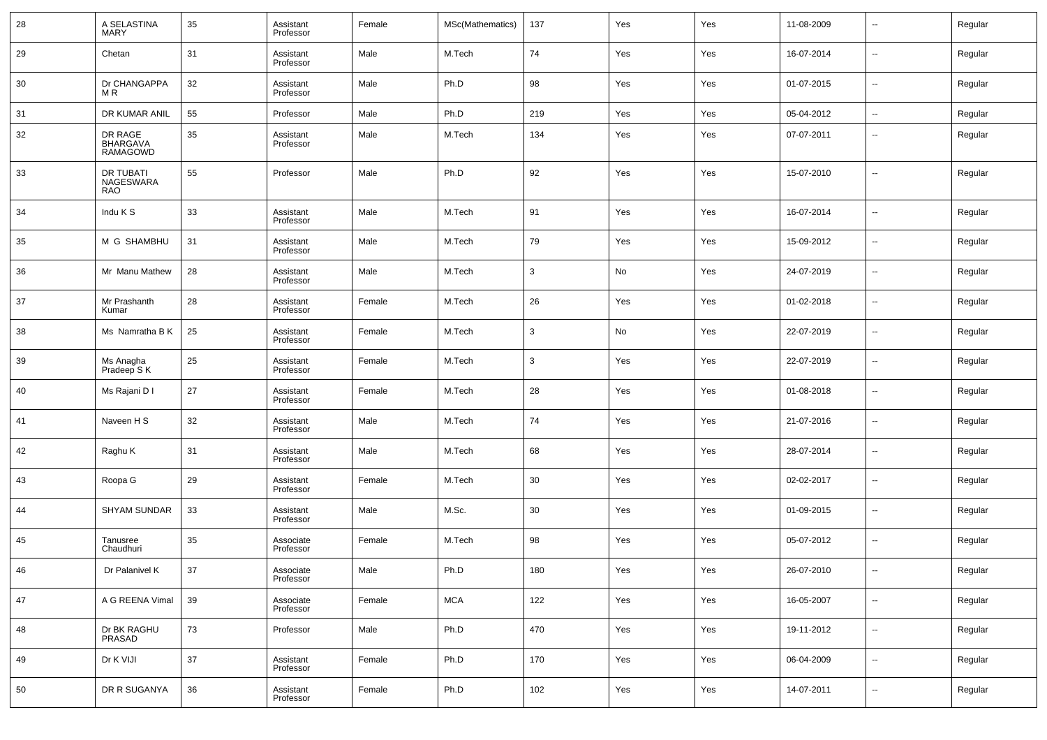| 28 | A SELASTINA MARY | 35 | Assistant Professor | Female | MSc(Mathematics) | 137 | Yes | Yes | 11-08-2009 | -- | Regular |
|---|---|---|---|---|---|---|---|---|---|---|---|
| 29 | Chetan | 31 | Assistant Professor | Male | M.Tech | 74 | Yes | Yes | 16-07-2014 | -- | Regular |
| 30 | Dr CHANGAPPA M R | 32 | Assistant Professor | Male | Ph.D | 98 | Yes | Yes | 01-07-2015 | -- | Regular |
| 31 | DR KUMAR ANIL | 55 | Professor | Male | Ph.D | 219 | Yes | Yes | 05-04-2012 | -- | Regular |
| 32 | DR RAGE BHARGAVA RAMAGOWD | 35 | Assistant Professor | Male | M.Tech | 134 | Yes | Yes | 07-07-2011 | -- | Regular |
| 33 | DR TUBATI NAGESWARA RAO | 55 | Professor | Male | Ph.D | 92 | Yes | Yes | 15-07-2010 | -- | Regular |
| 34 | Indu K S | 33 | Assistant Professor | Male | M.Tech | 91 | Yes | Yes | 16-07-2014 | -- | Regular |
| 35 | M G SHAMBHU | 31 | Assistant Professor | Male | M.Tech | 79 | Yes | Yes | 15-09-2012 | -- | Regular |
| 36 | Mr Manu Mathew | 28 | Assistant Professor | Male | M.Tech | 3 | No | Yes | 24-07-2019 | -- | Regular |
| 37 | Mr Prashanth Kumar | 28 | Assistant Professor | Female | M.Tech | 26 | Yes | Yes | 01-02-2018 | -- | Regular |
| 38 | Ms Namratha B K | 25 | Assistant Professor | Female | M.Tech | 3 | No | Yes | 22-07-2019 | -- | Regular |
| 39 | Ms Anagha Pradeep S K | 25 | Assistant Professor | Female | M.Tech | 3 | Yes | Yes | 22-07-2019 | -- | Regular |
| 40 | Ms Rajani D I | 27 | Assistant Professor | Female | M.Tech | 28 | Yes | Yes | 01-08-2018 | -- | Regular |
| 41 | Naveen H S | 32 | Assistant Professor | Male | M.Tech | 74 | Yes | Yes | 21-07-2016 | -- | Regular |
| 42 | Raghu K | 31 | Assistant Professor | Male | M.Tech | 68 | Yes | Yes | 28-07-2014 | -- | Regular |
| 43 | Roopa G | 29 | Assistant Professor | Female | M.Tech | 30 | Yes | Yes | 02-02-2017 | -- | Regular |
| 44 | SHYAM SUNDAR | 33 | Assistant Professor | Male | M.Sc. | 30 | Yes | Yes | 01-09-2015 | -- | Regular |
| 45 | Tanusree Chaudhuri | 35 | Associate Professor | Female | M.Tech | 98 | Yes | Yes | 05-07-2012 | -- | Regular |
| 46 | Dr Palanivel K | 37 | Associate Professor | Male | Ph.D | 180 | Yes | Yes | 26-07-2010 | -- | Regular |
| 47 | A G REENA Vimal | 39 | Associate Professor | Female | MCA | 122 | Yes | Yes | 16-05-2007 | -- | Regular |
| 48 | Dr BK RAGHU PRASAD | 73 | Professor | Male | Ph.D | 470 | Yes | Yes | 19-11-2012 | -- | Regular |
| 49 | Dr K VIJI | 37 | Assistant Professor | Female | Ph.D | 170 | Yes | Yes | 06-04-2009 | -- | Regular |
| 50 | DR R SUGANYA | 36 | Assistant Professor | Female | Ph.D | 102 | Yes | Yes | 14-07-2011 | -- | Regular |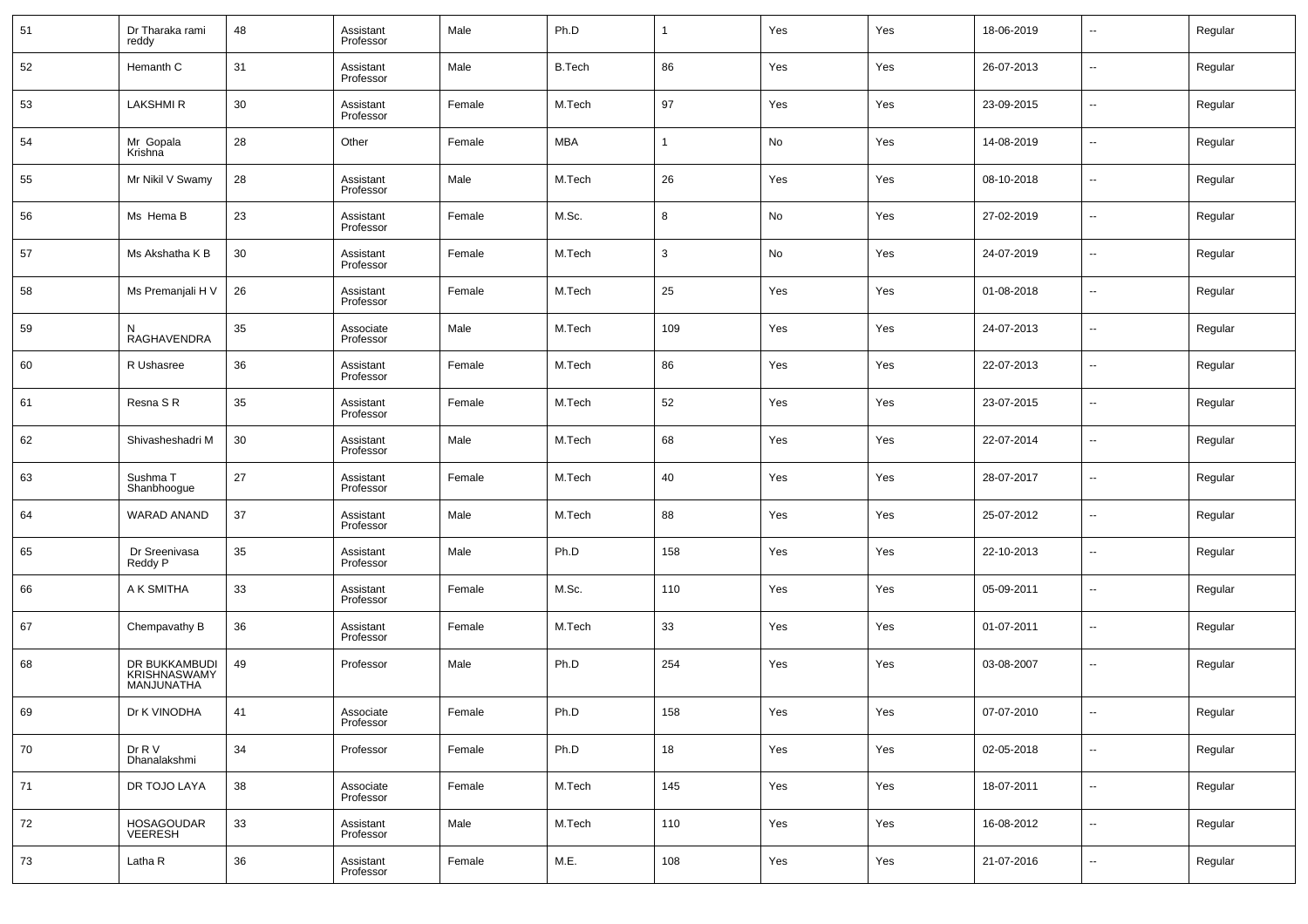| 51 | Dr Tharaka rami reddy | 48 | Assistant Professor | Male | Ph.D | 1 | Yes | Yes | 18-06-2019 | -- | Regular |
|---|---|---|---|---|---|---|---|---|---|---|---|
| 52 | Hemanth C | 31 | Assistant Professor | Male | B.Tech | 86 | Yes | Yes | 26-07-2013 | -- | Regular |
| 53 | LAKSHMI R | 30 | Assistant Professor | Female | M.Tech | 97 | Yes | Yes | 23-09-2015 | -- | Regular |
| 54 | Mr Gopala Krishna | 28 | Other | Female | MBA | 1 | No | Yes | 14-08-2019 | -- | Regular |
| 55 | Mr Nikil V Swamy | 28 | Assistant Professor | Male | M.Tech | 26 | Yes | Yes | 08-10-2018 | -- | Regular |
| 56 | Ms Hema B | 23 | Assistant Professor | Female | M.Sc. | 8 | No | Yes | 27-02-2019 | -- | Regular |
| 57 | Ms Akshatha K B | 30 | Assistant Professor | Female | M.Tech | 3 | No | Yes | 24-07-2019 | -- | Regular |
| 58 | Ms Premanjali H V | 26 | Assistant Professor | Female | M.Tech | 25 | Yes | Yes | 01-08-2018 | -- | Regular |
| 59 | N RAGHAVENDRA | 35 | Associate Professor | Male | M.Tech | 109 | Yes | Yes | 24-07-2013 | -- | Regular |
| 60 | R Ushasree | 36 | Assistant Professor | Female | M.Tech | 86 | Yes | Yes | 22-07-2013 | -- | Regular |
| 61 | Resna S R | 35 | Assistant Professor | Female | M.Tech | 52 | Yes | Yes | 23-07-2015 | -- | Regular |
| 62 | Shivasheshadri M | 30 | Assistant Professor | Male | M.Tech | 68 | Yes | Yes | 22-07-2014 | -- | Regular |
| 63 | Sushma T Shanbhoogue | 27 | Assistant Professor | Female | M.Tech | 40 | Yes | Yes | 28-07-2017 | -- | Regular |
| 64 | WARAD ANAND | 37 | Assistant Professor | Male | M.Tech | 88 | Yes | Yes | 25-07-2012 | -- | Regular |
| 65 | Dr Sreenivasa Reddy P | 35 | Assistant Professor | Male | Ph.D | 158 | Yes | Yes | 22-10-2013 | -- | Regular |
| 66 | A K SMITHA | 33 | Assistant Professor | Female | M.Sc. | 110 | Yes | Yes | 05-09-2011 | -- | Regular |
| 67 | Chempavathy B | 36 | Assistant Professor | Female | M.Tech | 33 | Yes | Yes | 01-07-2011 | -- | Regular |
| 68 | DR BUKKAMBUDI KRISHNASWAMY MANJUNATHA | 49 | Professor | Male | Ph.D | 254 | Yes | Yes | 03-08-2007 | -- | Regular |
| 69 | Dr K VINODHA | 41 | Associate Professor | Female | Ph.D | 158 | Yes | Yes | 07-07-2010 | -- | Regular |
| 70 | Dr R V Dhanalakshmi | 34 | Professor | Female | Ph.D | 18 | Yes | Yes | 02-05-2018 | -- | Regular |
| 71 | DR TOJO LAYA | 38 | Associate Professor | Female | M.Tech | 145 | Yes | Yes | 18-07-2011 | -- | Regular |
| 72 | HOSAGOUDAR VEERESH | 33 | Assistant Professor | Male | M.Tech | 110 | Yes | Yes | 16-08-2012 | -- | Regular |
| 73 | Latha R | 36 | Assistant Professor | Female | M.E. | 108 | Yes | Yes | 21-07-2016 | -- | Regular |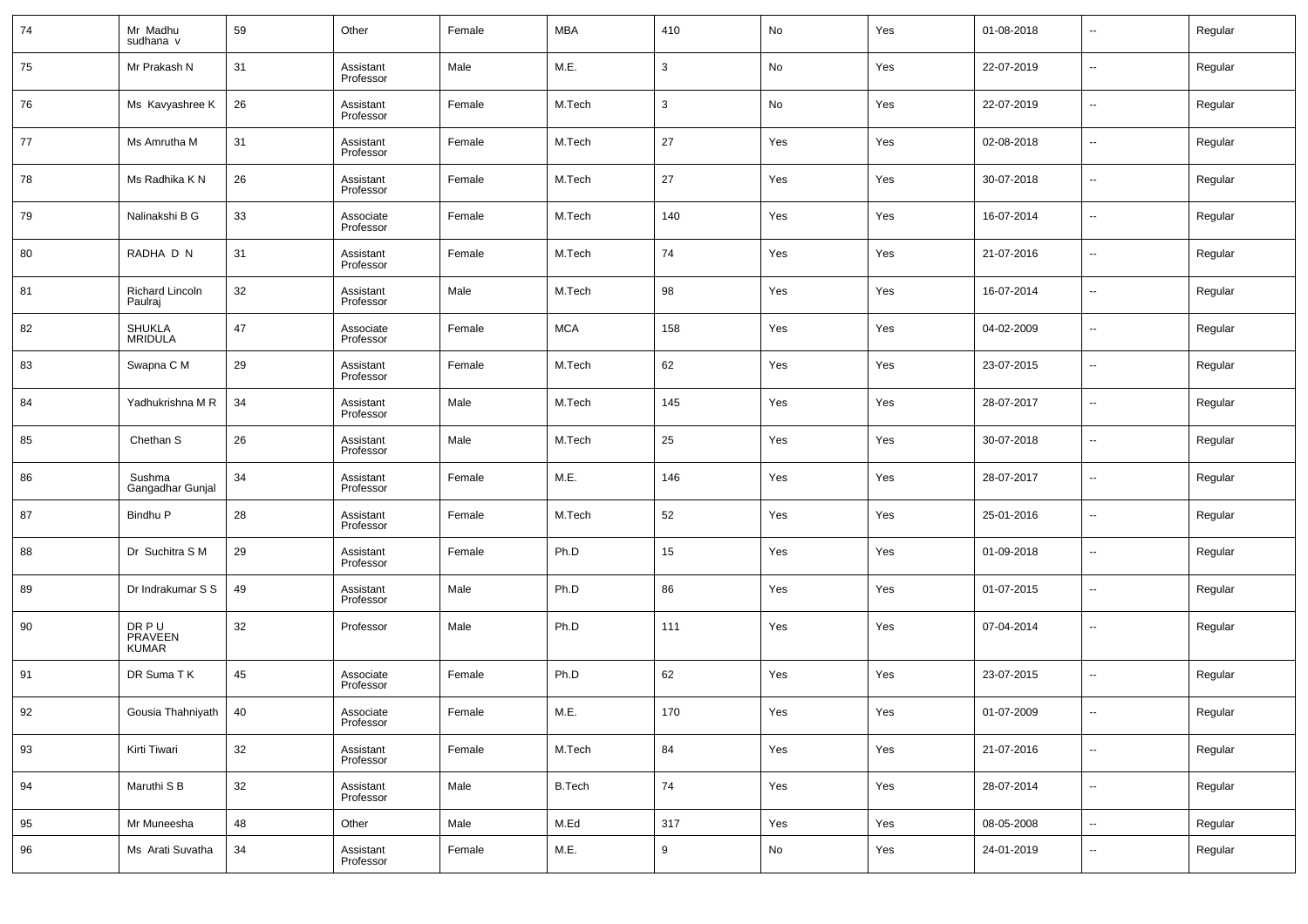| | | | | | | | | | | | |
|---|---|---|---|---|---|---|---|---|---|---|---|
| 74 | Mr Madhu sudhana v | 59 | Other | Female | MBA | 410 | No | Yes | 01-08-2018 | -- | Regular |
| 75 | Mr Prakash N | 31 | Assistant Professor | Male | M.E. | 3 | No | Yes | 22-07-2019 | -- | Regular |
| 76 | Ms Kavyashree K | 26 | Assistant Professor | Female | M.Tech | 3 | No | Yes | 22-07-2019 | -- | Regular |
| 77 | Ms Amrutha M | 31 | Assistant Professor | Female | M.Tech | 27 | Yes | Yes | 02-08-2018 | -- | Regular |
| 78 | Ms Radhika K N | 26 | Assistant Professor | Female | M.Tech | 27 | Yes | Yes | 30-07-2018 | -- | Regular |
| 79 | Nalinakshi B G | 33 | Associate Professor | Female | M.Tech | 140 | Yes | Yes | 16-07-2014 | -- | Regular |
| 80 | RADHA D N | 31 | Assistant Professor | Female | M.Tech | 74 | Yes | Yes | 21-07-2016 | -- | Regular |
| 81 | Richard Lincoln Paulraj | 32 | Assistant Professor | Male | M.Tech | 98 | Yes | Yes | 16-07-2014 | -- | Regular |
| 82 | SHUKLA MRIDULA | 47 | Associate Professor | Female | MCA | 158 | Yes | Yes | 04-02-2009 | -- | Regular |
| 83 | Swapna C M | 29 | Assistant Professor | Female | M.Tech | 62 | Yes | Yes | 23-07-2015 | -- | Regular |
| 84 | Yadhukrishna M R | 34 | Assistant Professor | Male | M.Tech | 145 | Yes | Yes | 28-07-2017 | -- | Regular |
| 85 | Chethan S | 26 | Assistant Professor | Male | M.Tech | 25 | Yes | Yes | 30-07-2018 | -- | Regular |
| 86 | Sushma Gangadhar Gunjal | 34 | Assistant Professor | Female | M.E. | 146 | Yes | Yes | 28-07-2017 | -- | Regular |
| 87 | Bindhu P | 28 | Assistant Professor | Female | M.Tech | 52 | Yes | Yes | 25-01-2016 | -- | Regular |
| 88 | Dr Suchitra S M | 29 | Assistant Professor | Female | Ph.D | 15 | Yes | Yes | 01-09-2018 | -- | Regular |
| 89 | Dr Indrakumar S S | 49 | Assistant Professor | Male | Ph.D | 86 | Yes | Yes | 01-07-2015 | -- | Regular |
| 90 | DR P U PRAVEEN KUMAR | 32 | Professor | Male | Ph.D | 111 | Yes | Yes | 07-04-2014 | -- | Regular |
| 91 | DR Suma T K | 45 | Associate Professor | Female | Ph.D | 62 | Yes | Yes | 23-07-2015 | -- | Regular |
| 92 | Gousia Thahniyath | 40 | Associate Professor | Female | M.E. | 170 | Yes | Yes | 01-07-2009 | -- | Regular |
| 93 | Kirti Tiwari | 32 | Assistant Professor | Female | M.Tech | 84 | Yes | Yes | 21-07-2016 | -- | Regular |
| 94 | Maruthi S B | 32 | Assistant Professor | Male | B.Tech | 74 | Yes | Yes | 28-07-2014 | -- | Regular |
| 95 | Mr Muneesha | 48 | Other | Male | M.Ed | 317 | Yes | Yes | 08-05-2008 | -- | Regular |
| 96 | Ms Arati Suvatha | 34 | Assistant Professor | Female | M.E. | 9 | No | Yes | 24-01-2019 | -- | Regular |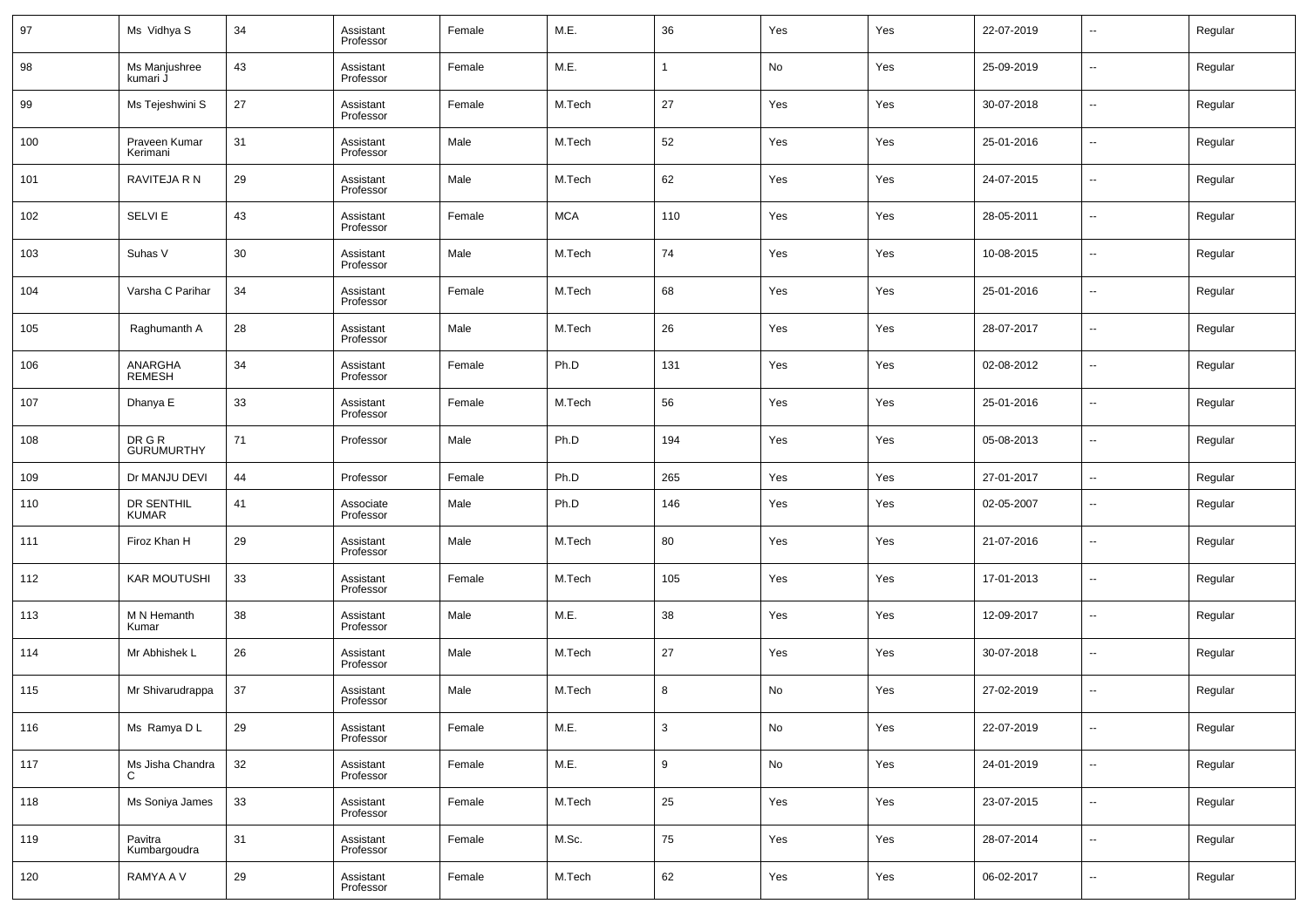| 97 | Ms Vidhya S | 34 | Assistant Professor | Female | M.E. | 36 | Yes | Yes | 22-07-2019 | -- | Regular |
|---|---|---|---|---|---|---|---|---|---|---|---|
| 98 | Ms Manjushree kumari J | 43 | Assistant Professor | Female | M.E. | 1 | No | Yes | 25-09-2019 | -- | Regular |
| 99 | Ms Tejeshwini S | 27 | Assistant Professor | Female | M.Tech | 27 | Yes | Yes | 30-07-2018 | -- | Regular |
| 100 | Praveen Kumar Kerimani | 31 | Assistant Professor | Male | M.Tech | 52 | Yes | Yes | 25-01-2016 | -- | Regular |
| 101 | RAVITEJA R N | 29 | Assistant Professor | Male | M.Tech | 62 | Yes | Yes | 24-07-2015 | -- | Regular |
| 102 | SELVI E | 43 | Assistant Professor | Female | MCA | 110 | Yes | Yes | 28-05-2011 | -- | Regular |
| 103 | Suhas V | 30 | Assistant Professor | Male | M.Tech | 74 | Yes | Yes | 10-08-2015 | -- | Regular |
| 104 | Varsha C Parihar | 34 | Assistant Professor | Female | M.Tech | 68 | Yes | Yes | 25-01-2016 | -- | Regular |
| 105 | Raghumanth A | 28 | Assistant Professor | Male | M.Tech | 26 | Yes | Yes | 28-07-2017 | -- | Regular |
| 106 | ANARGHA REMESH | 34 | Assistant Professor | Female | Ph.D | 131 | Yes | Yes | 02-08-2012 | -- | Regular |
| 107 | Dhanya E | 33 | Assistant Professor | Female | M.Tech | 56 | Yes | Yes | 25-01-2016 | -- | Regular |
| 108 | DR G R GURUMURTHY | 71 | Professor | Male | Ph.D | 194 | Yes | Yes | 05-08-2013 | -- | Regular |
| 109 | Dr MANJU DEVI | 44 | Professor | Female | Ph.D | 265 | Yes | Yes | 27-01-2017 | -- | Regular |
| 110 | DR SENTHIL KUMAR | 41 | Associate Professor | Male | Ph.D | 146 | Yes | Yes | 02-05-2007 | -- | Regular |
| 111 | Firoz Khan H | 29 | Assistant Professor | Male | M.Tech | 80 | Yes | Yes | 21-07-2016 | -- | Regular |
| 112 | KAR MOUTUSHI | 33 | Assistant Professor | Female | M.Tech | 105 | Yes | Yes | 17-01-2013 | -- | Regular |
| 113 | M N Hemanth Kumar | 38 | Assistant Professor | Male | M.E. | 38 | Yes | Yes | 12-09-2017 | -- | Regular |
| 114 | Mr Abhishek L | 26 | Assistant Professor | Male | M.Tech | 27 | Yes | Yes | 30-07-2018 | -- | Regular |
| 115 | Mr Shivarudrappa | 37 | Assistant Professor | Male | M.Tech | 8 | No | Yes | 27-02-2019 | -- | Regular |
| 116 | Ms Ramya D L | 29 | Assistant Professor | Female | M.E. | 3 | No | Yes | 22-07-2019 | -- | Regular |
| 117 | Ms Jisha Chandra C | 32 | Assistant Professor | Female | M.E. | 9 | No | Yes | 24-01-2019 | -- | Regular |
| 118 | Ms Soniya James | 33 | Assistant Professor | Female | M.Tech | 25 | Yes | Yes | 23-07-2015 | -- | Regular |
| 119 | Pavitra Kumbargoudra | 31 | Assistant Professor | Female | M.Sc. | 75 | Yes | Yes | 28-07-2014 | -- | Regular |
| 120 | RAMYA A V | 29 | Assistant Professor | Female | M.Tech | 62 | Yes | Yes | 06-02-2017 | -- | Regular |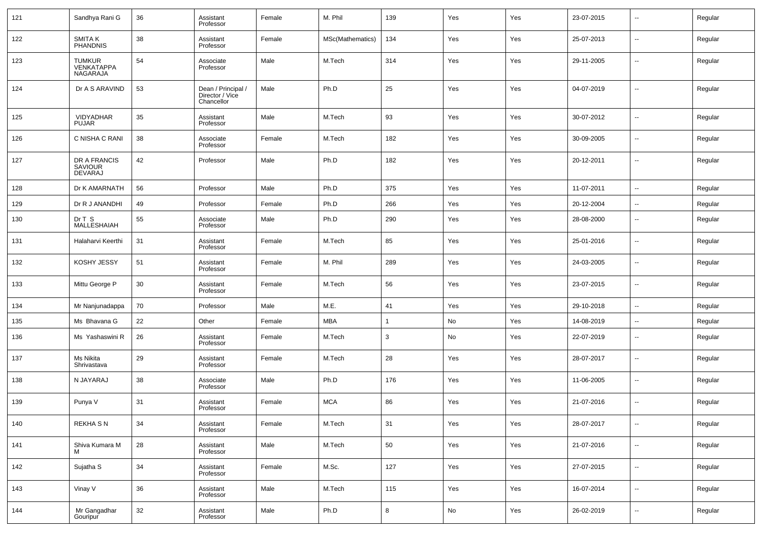| | | | | | | | | | | | |
|---|---|---|---|---|---|---|---|---|---|---|---|
| 121 | Sandhya Rani G | 36 | Assistant Professor | Female | M. Phil | 139 | Yes | Yes | 23-07-2015 | -- | Regular |
| 122 | SMITA K PHANDNIS | 38 | Assistant Professor | Female | MSc(Mathematics) | 134 | Yes | Yes | 25-07-2013 | -- | Regular |
| 123 | TUMKUR VENKATAPPA NAGARAJA | 54 | Associate Professor | Male | M.Tech | 314 | Yes | Yes | 29-11-2005 | -- | Regular |
| 124 | Dr A S ARAVIND | 53 | Dean / Principal / Director / Vice Chancellor | Male | Ph.D | 25 | Yes | Yes | 04-07-2019 | -- | Regular |
| 125 | VIDYADHAR PUJAR | 35 | Assistant Professor | Male | M.Tech | 93 | Yes | Yes | 30-07-2012 | -- | Regular |
| 126 | C NISHA C RANI | 38 | Associate Professor | Female | M.Tech | 182 | Yes | Yes | 30-09-2005 | -- | Regular |
| 127 | DR A FRANCIS SAVIOUR DEVARAJ | 42 | Professor | Male | Ph.D | 182 | Yes | Yes | 20-12-2011 | -- | Regular |
| 128 | Dr K AMARNATH | 56 | Professor | Male | Ph.D | 375 | Yes | Yes | 11-07-2011 | -- | Regular |
| 129 | Dr R J ANANDHI | 49 | Professor | Female | Ph.D | 266 | Yes | Yes | 20-12-2004 | -- | Regular |
| 130 | Dr T S MALLESHAIAH | 55 | Associate Professor | Male | Ph.D | 290 | Yes | Yes | 28-08-2000 | -- | Regular |
| 131 | Halaharvi Keerthi | 31 | Assistant Professor | Female | M.Tech | 85 | Yes | Yes | 25-01-2016 | -- | Regular |
| 132 | KOSHY JESSY | 51 | Assistant Professor | Female | M. Phil | 289 | Yes | Yes | 24-03-2005 | -- | Regular |
| 133 | Mittu George P | 30 | Assistant Professor | Female | M.Tech | 56 | Yes | Yes | 23-07-2015 | -- | Regular |
| 134 | Mr Nanjunadappa | 70 | Professor | Male | M.E. | 41 | Yes | Yes | 29-10-2018 | -- | Regular |
| 135 | Ms Bhavana G | 22 | Other | Female | MBA | 1 | No | Yes | 14-08-2019 | -- | Regular |
| 136 | Ms Yashaswini R | 26 | Assistant Professor | Female | M.Tech | 3 | No | Yes | 22-07-2019 | -- | Regular |
| 137 | Ms Nikita Shrivastava | 29 | Assistant Professor | Female | M.Tech | 28 | Yes | Yes | 28-07-2017 | -- | Regular |
| 138 | N JAYARAJ | 38 | Associate Professor | Male | Ph.D | 176 | Yes | Yes | 11-06-2005 | -- | Regular |
| 139 | Punya V | 31 | Assistant Professor | Female | MCA | 86 | Yes | Yes | 21-07-2016 | -- | Regular |
| 140 | REKHA S N | 34 | Assistant Professor | Female | M.Tech | 31 | Yes | Yes | 28-07-2017 | -- | Regular |
| 141 | Shiva Kumara M M | 28 | Assistant Professor | Male | M.Tech | 50 | Yes | Yes | 21-07-2016 | -- | Regular |
| 142 | Sujatha S | 34 | Assistant Professor | Female | M.Sc. | 127 | Yes | Yes | 27-07-2015 | -- | Regular |
| 143 | Vinay V | 36 | Assistant Professor | Male | M.Tech | 115 | Yes | Yes | 16-07-2014 | -- | Regular |
| 144 | Mr Gangadhar Gouripur | 32 | Assistant Professor | Male | Ph.D | 8 | No | Yes | 26-02-2019 | -- | Regular |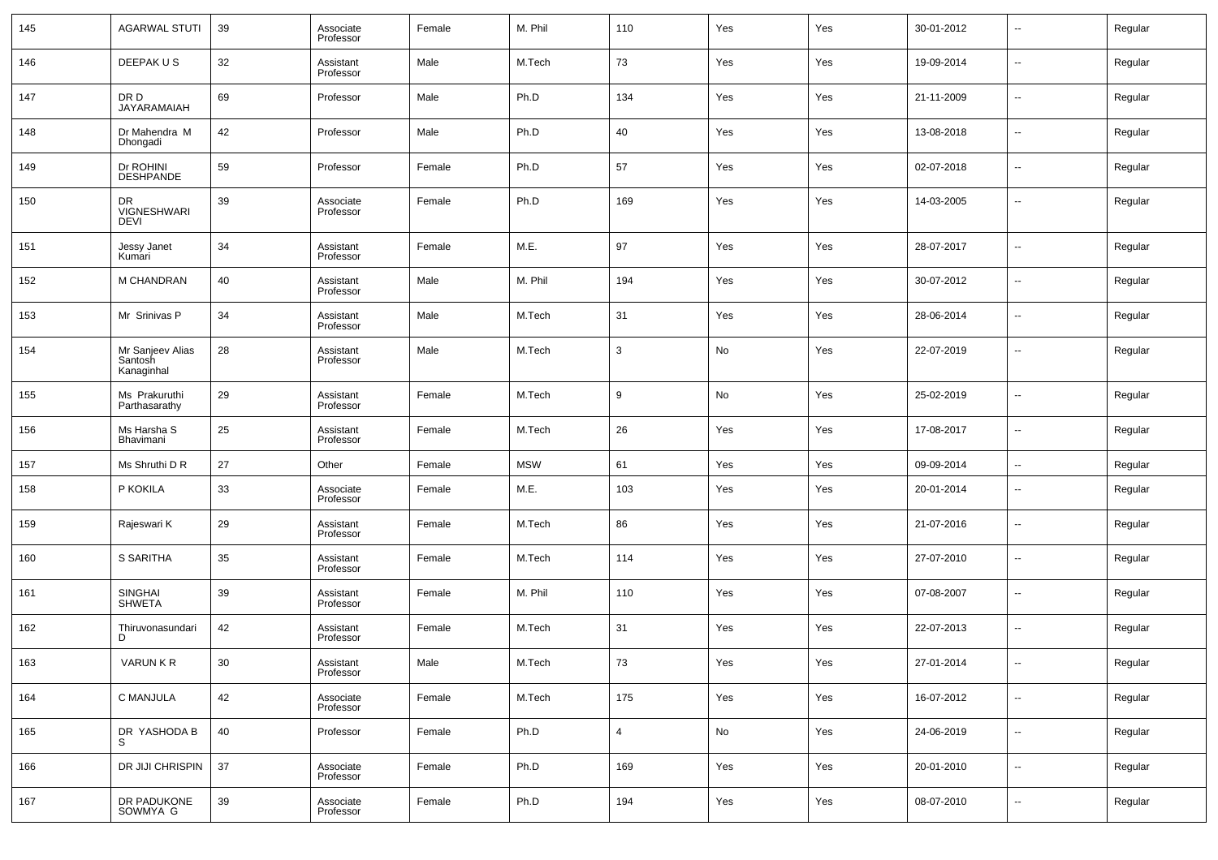| 145 | AGARWAL STUTI | 39 | Associate Professor | Female | M. Phil | 110 | Yes | Yes | 30-01-2012 | -- | Regular |
|---|---|---|---|---|---|---|---|---|---|---|---|
| 146 | DEEPAK U S | 32 | Assistant Professor | Male | M.Tech | 73 | Yes | Yes | 19-09-2014 | -- | Regular |
| 147 | DR D JAYARAMAIAH | 69 | Professor | Male | Ph.D | 134 | Yes | Yes | 21-11-2009 | -- | Regular |
| 148 | Dr Mahendra M Dhongadi | 42 | Professor | Male | Ph.D | 40 | Yes | Yes | 13-08-2018 | -- | Regular |
| 149 | Dr ROHINI DESHPANDE | 59 | Professor | Female | Ph.D | 57 | Yes | Yes | 02-07-2018 | -- | Regular |
| 150 | DR VIGNESHWARI DEVI | 39 | Associate Professor | Female | Ph.D | 169 | Yes | Yes | 14-03-2005 | -- | Regular |
| 151 | Jessy Janet Kumari | 34 | Assistant Professor | Female | M.E. | 97 | Yes | Yes | 28-07-2017 | -- | Regular |
| 152 | M CHANDRAN | 40 | Assistant Professor | Male | M. Phil | 194 | Yes | Yes | 30-07-2012 | -- | Regular |
| 153 | Mr Srinivas P | 34 | Assistant Professor | Male | M.Tech | 31 | Yes | Yes | 28-06-2014 | -- | Regular |
| 154 | Mr Sanjeev Alias Santosh Kanaginhal | 28 | Assistant Professor | Male | M.Tech | 3 | No | Yes | 22-07-2019 | -- | Regular |
| 155 | Ms Prakuruthi Parthasarathy | 29 | Assistant Professor | Female | M.Tech | 9 | No | Yes | 25-02-2019 | -- | Regular |
| 156 | Ms Harsha S Bhavimani | 25 | Assistant Professor | Female | M.Tech | 26 | Yes | Yes | 17-08-2017 | -- | Regular |
| 157 | Ms Shruthi D R | 27 | Other | Female | MSW | 61 | Yes | Yes | 09-09-2014 | -- | Regular |
| 158 | P KOKILA | 33 | Associate Professor | Female | M.E. | 103 | Yes | Yes | 20-01-2014 | -- | Regular |
| 159 | Rajeswari K | 29 | Assistant Professor | Female | M.Tech | 86 | Yes | Yes | 21-07-2016 | -- | Regular |
| 160 | S SARITHA | 35 | Assistant Professor | Female | M.Tech | 114 | Yes | Yes | 27-07-2010 | -- | Regular |
| 161 | SINGHAI SHWETA | 39 | Assistant Professor | Female | M. Phil | 110 | Yes | Yes | 07-08-2007 | -- | Regular |
| 162 | Thiruvonasundari D | 42 | Assistant Professor | Female | M.Tech | 31 | Yes | Yes | 22-07-2013 | -- | Regular |
| 163 | VARUN K R | 30 | Assistant Professor | Male | M.Tech | 73 | Yes | Yes | 27-01-2014 | -- | Regular |
| 164 | C MANJULA | 42 | Associate Professor | Female | M.Tech | 175 | Yes | Yes | 16-07-2012 | -- | Regular |
| 165 | DR YASHODA B S | 40 | Professor | Female | Ph.D | 4 | No | Yes | 24-06-2019 | -- | Regular |
| 166 | DR JIJI CHRISPIN | 37 | Associate Professor | Female | Ph.D | 169 | Yes | Yes | 20-01-2010 | -- | Regular |
| 167 | DR PADUKONE SOWMYA G | 39 | Associate Professor | Female | Ph.D | 194 | Yes | Yes | 08-07-2010 | -- | Regular |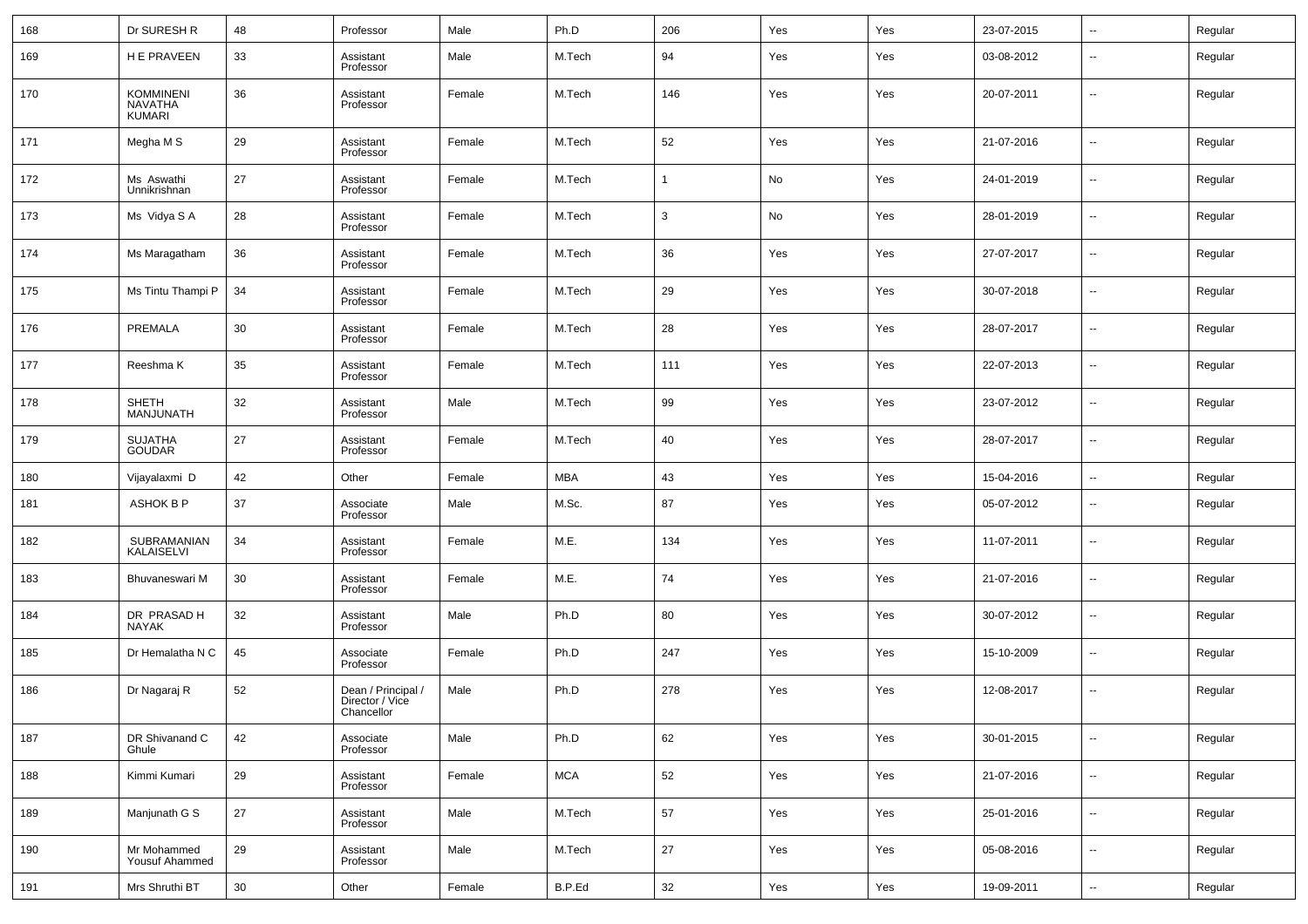| 168 | Dr SURESH R | 48 | Professor | Male | Ph.D | 206 | Yes | Yes | 23-07-2015 | -- | Regular |
|---|---|---|---|---|---|---|---|---|---|---|---|
| 169 | H E PRAVEEN | 33 | Assistant Professor | Male | M.Tech | 94 | Yes | Yes | 03-08-2012 | -- | Regular |
| 170 | KOMMINENI NAVATHA KUMARI | 36 | Assistant Professor | Female | M.Tech | 146 | Yes | Yes | 20-07-2011 | -- | Regular |
| 171 | Megha M S | 29 | Assistant Professor | Female | M.Tech | 52 | Yes | Yes | 21-07-2016 | -- | Regular |
| 172 | Ms Aswathi Unnikrishnan | 27 | Assistant Professor | Female | M.Tech | 1 | No | Yes | 24-01-2019 | -- | Regular |
| 173 | Ms Vidya S A | 28 | Assistant Professor | Female | M.Tech | 3 | No | Yes | 28-01-2019 | -- | Regular |
| 174 | Ms Maragatham | 36 | Assistant Professor | Female | M.Tech | 36 | Yes | Yes | 27-07-2017 | -- | Regular |
| 175 | Ms Tintu Thampi P | 34 | Assistant Professor | Female | M.Tech | 29 | Yes | Yes | 30-07-2018 | -- | Regular |
| 176 | PREMALA | 30 | Assistant Professor | Female | M.Tech | 28 | Yes | Yes | 28-07-2017 | -- | Regular |
| 177 | Reeshma K | 35 | Assistant Professor | Female | M.Tech | 111 | Yes | Yes | 22-07-2013 | -- | Regular |
| 178 | SHETH MANJUNATH | 32 | Assistant Professor | Male | M.Tech | 99 | Yes | Yes | 23-07-2012 | -- | Regular |
| 179 | SUJATHA GOUDAR | 27 | Assistant Professor | Female | M.Tech | 40 | Yes | Yes | 28-07-2017 | -- | Regular |
| 180 | Vijayalaxmi D | 42 | Other | Female | MBA | 43 | Yes | Yes | 15-04-2016 | -- | Regular |
| 181 | ASHOK B P | 37 | Associate Professor | Male | M.Sc. | 87 | Yes | Yes | 05-07-2012 | -- | Regular |
| 182 | SUBRAMANIAN KALAISELVI | 34 | Assistant Professor | Female | M.E. | 134 | Yes | Yes | 11-07-2011 | -- | Regular |
| 183 | Bhuvaneswari M | 30 | Assistant Professor | Female | M.E. | 74 | Yes | Yes | 21-07-2016 | -- | Regular |
| 184 | DR PRASAD H NAYAK | 32 | Assistant Professor | Male | Ph.D | 80 | Yes | Yes | 30-07-2012 | -- | Regular |
| 185 | Dr Hemalatha N C | 45 | Associate Professor | Female | Ph.D | 247 | Yes | Yes | 15-10-2009 | -- | Regular |
| 186 | Dr Nagaraj R | 52 | Dean / Principal / Director / Vice Chancellor | Male | Ph.D | 278 | Yes | Yes | 12-08-2017 | -- | Regular |
| 187 | DR Shivanand C Ghule | 42 | Associate Professor | Male | Ph.D | 62 | Yes | Yes | 30-01-2015 | -- | Regular |
| 188 | Kimmi Kumari | 29 | Assistant Professor | Female | MCA | 52 | Yes | Yes | 21-07-2016 | -- | Regular |
| 189 | Manjunath G S | 27 | Assistant Professor | Male | M.Tech | 57 | Yes | Yes | 25-01-2016 | -- | Regular |
| 190 | Mr Mohammed Yousuf Ahammed | 29 | Assistant Professor | Male | M.Tech | 27 | Yes | Yes | 05-08-2016 | -- | Regular |
| 191 | Mrs Shruthi BT | 30 | Other | Female | B.P.Ed | 32 | Yes | Yes | 19-09-2011 | -- | Regular |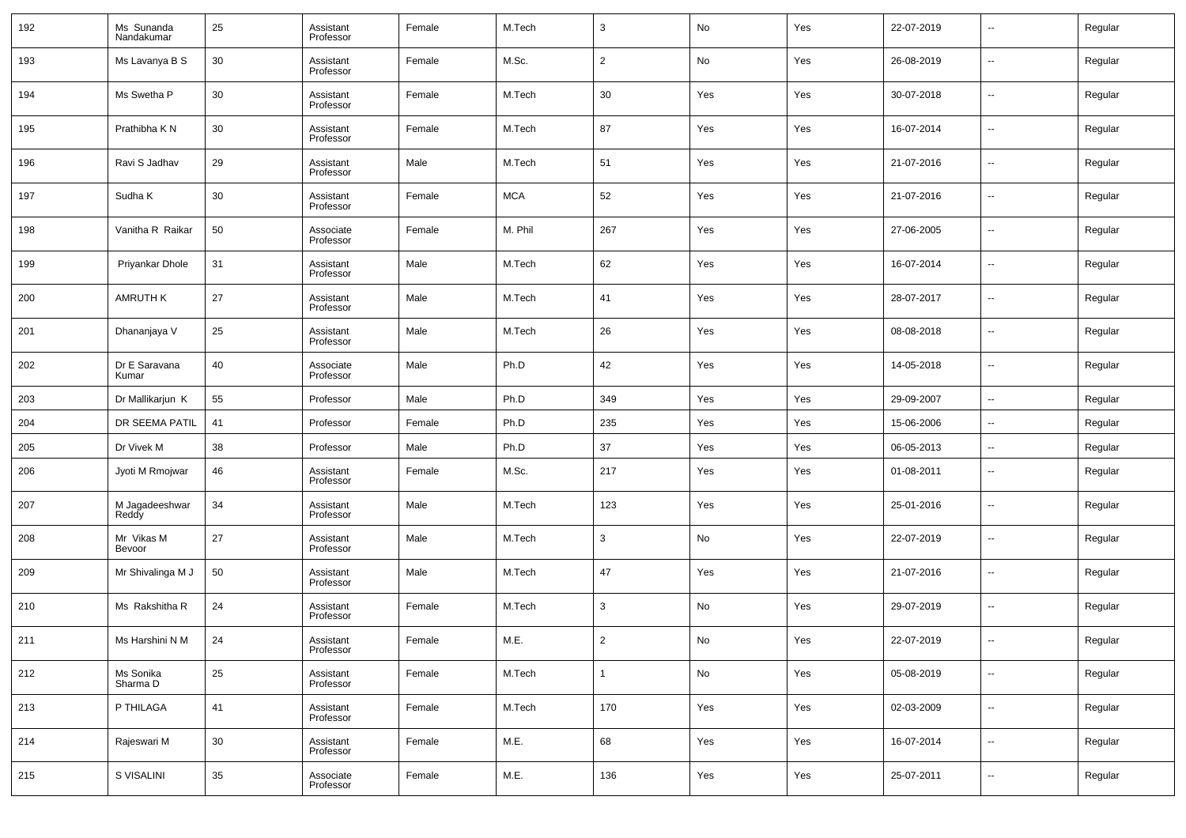| 192 | Ms Sunanda Nandakumar | 25 | Assistant Professor | Female | M.Tech | 3 | No | Yes | 22-07-2019 | -- | Regular |
|---|---|---|---|---|---|---|---|---|---|---|---|
| 193 | Ms Lavanya B S | 30 | Assistant Professor | Female | M.Sc. | 2 | No | Yes | 26-08-2019 | -- | Regular |
| 194 | Ms Swetha P | 30 | Assistant Professor | Female | M.Tech | 30 | Yes | Yes | 30-07-2018 | -- | Regular |
| 195 | Prathibha K N | 30 | Assistant Professor | Female | M.Tech | 87 | Yes | Yes | 16-07-2014 | -- | Regular |
| 196 | Ravi S Jadhav | 29 | Assistant Professor | Male | M.Tech | 51 | Yes | Yes | 21-07-2016 | -- | Regular |
| 197 | Sudha K | 30 | Assistant Professor | Female | MCA | 52 | Yes | Yes | 21-07-2016 | -- | Regular |
| 198 | Vanitha R Raikar | 50 | Associate Professor | Female | M. Phil | 267 | Yes | Yes | 27-06-2005 | -- | Regular |
| 199 | Priyankar Dhole | 31 | Assistant Professor | Male | M.Tech | 62 | Yes | Yes | 16-07-2014 | -- | Regular |
| 200 | AMRUTH K | 27 | Assistant Professor | Male | M.Tech | 41 | Yes | Yes | 28-07-2017 | -- | Regular |
| 201 | Dhananjaya V | 25 | Assistant Professor | Male | M.Tech | 26 | Yes | Yes | 08-08-2018 | -- | Regular |
| 202 | Dr E Saravana Kumar | 40 | Associate Professor | Male | Ph.D | 42 | Yes | Yes | 14-05-2018 | -- | Regular |
| 203 | Dr Mallikarjun K | 55 | Professor | Male | Ph.D | 349 | Yes | Yes | 29-09-2007 | -- | Regular |
| 204 | DR SEEMA PATIL | 41 | Professor | Female | Ph.D | 235 | Yes | Yes | 15-06-2006 | -- | Regular |
| 205 | Dr Vivek M | 38 | Professor | Male | Ph.D | 37 | Yes | Yes | 06-05-2013 | -- | Regular |
| 206 | Jyoti M Rmojwar | 46 | Assistant Professor | Female | M.Sc. | 217 | Yes | Yes | 01-08-2011 | -- | Regular |
| 207 | M Jagadeeshwar Reddy | 34 | Assistant Professor | Male | M.Tech | 123 | Yes | Yes | 25-01-2016 | -- | Regular |
| 208 | Mr Vikas M Bevoor | 27 | Assistant Professor | Male | M.Tech | 3 | No | Yes | 22-07-2019 | -- | Regular |
| 209 | Mr Shivalinga M J | 50 | Assistant Professor | Male | M.Tech | 47 | Yes | Yes | 21-07-2016 | -- | Regular |
| 210 | Ms Rakshitha R | 24 | Assistant Professor | Female | M.Tech | 3 | No | Yes | 29-07-2019 | -- | Regular |
| 211 | Ms Harshini N M | 24 | Assistant Professor | Female | M.E. | 2 | No | Yes | 22-07-2019 | -- | Regular |
| 212 | Ms Sonika Sharma D | 25 | Assistant Professor | Female | M.Tech | 1 | No | Yes | 05-08-2019 | -- | Regular |
| 213 | P THILAGA | 41 | Assistant Professor | Female | M.Tech | 170 | Yes | Yes | 02-03-2009 | -- | Regular |
| 214 | Rajeswari M | 30 | Assistant Professor | Female | M.E. | 68 | Yes | Yes | 16-07-2014 | -- | Regular |
| 215 | S VISALINI | 35 | Associate Professor | Female | M.E. | 136 | Yes | Yes | 25-07-2011 | -- | Regular |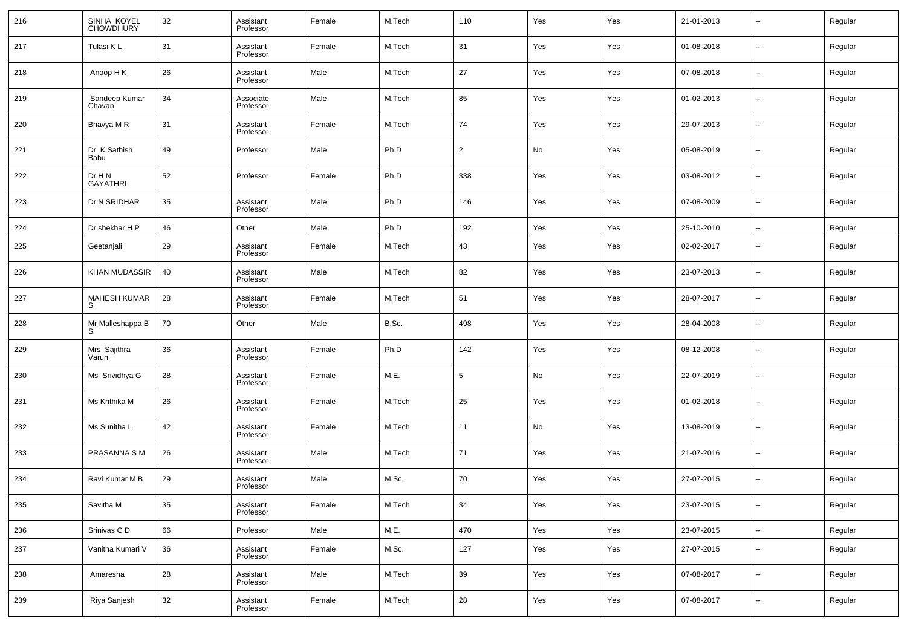| | | | | | | | | | | | |
|---|---|---|---|---|---|---|---|---|---|---|---|
| 216 | SINHA KOYEL CHOWDHURY | 32 | Assistant Professor | Female | M.Tech | 110 | Yes | Yes | 21-01-2013 | -- | Regular |
| 217 | Tulasi K L | 31 | Assistant Professor | Female | M.Tech | 31 | Yes | Yes | 01-08-2018 | -- | Regular |
| 218 | Anoop H K | 26 | Assistant Professor | Male | M.Tech | 27 | Yes | Yes | 07-08-2018 | -- | Regular |
| 219 | Sandeep Kumar Chavan | 34 | Associate Professor | Male | M.Tech | 85 | Yes | Yes | 01-02-2013 | -- | Regular |
| 220 | Bhavya M R | 31 | Assistant Professor | Female | M.Tech | 74 | Yes | Yes | 29-07-2013 | -- | Regular |
| 221 | Dr K Sathish Babu | 49 | Professor | Male | Ph.D | 2 | No | Yes | 05-08-2019 | -- | Regular |
| 222 | Dr H N GAYATHRI | 52 | Professor | Female | Ph.D | 338 | Yes | Yes | 03-08-2012 | -- | Regular |
| 223 | Dr N SRIDHAR | 35 | Assistant Professor | Male | Ph.D | 146 | Yes | Yes | 07-08-2009 | -- | Regular |
| 224 | Dr shekhar H P | 46 | Other | Male | Ph.D | 192 | Yes | Yes | 25-10-2010 | -- | Regular |
| 225 | Geetanjali | 29 | Assistant Professor | Female | M.Tech | 43 | Yes | Yes | 02-02-2017 | -- | Regular |
| 226 | KHAN MUDASSIR | 40 | Assistant Professor | Male | M.Tech | 82 | Yes | Yes | 23-07-2013 | -- | Regular |
| 227 | MAHESH KUMAR S | 28 | Assistant Professor | Female | M.Tech | 51 | Yes | Yes | 28-07-2017 | -- | Regular |
| 228 | Mr Malleshappa B S | 70 | Other | Male | B.Sc. | 498 | Yes | Yes | 28-04-2008 | -- | Regular |
| 229 | Mrs Sajithra Varun | 36 | Assistant Professor | Female | Ph.D | 142 | Yes | Yes | 08-12-2008 | -- | Regular |
| 230 | Ms Srividhya G | 28 | Assistant Professor | Female | M.E. | 5 | No | Yes | 22-07-2019 | -- | Regular |
| 231 | Ms Krithika M | 26 | Assistant Professor | Female | M.Tech | 25 | Yes | Yes | 01-02-2018 | -- | Regular |
| 232 | Ms Sunitha L | 42 | Assistant Professor | Female | M.Tech | 11 | No | Yes | 13-08-2019 | -- | Regular |
| 233 | PRASANNA S M | 26 | Assistant Professor | Male | M.Tech | 71 | Yes | Yes | 21-07-2016 | -- | Regular |
| 234 | Ravi Kumar M B | 29 | Assistant Professor | Male | M.Sc. | 70 | Yes | Yes | 27-07-2015 | -- | Regular |
| 235 | Savitha M | 35 | Assistant Professor | Female | M.Tech | 34 | Yes | Yes | 23-07-2015 | -- | Regular |
| 236 | Srinivas C D | 66 | Professor | Male | M.E. | 470 | Yes | Yes | 23-07-2015 | -- | Regular |
| 237 | Vanitha Kumari V | 36 | Assistant Professor | Female | M.Sc. | 127 | Yes | Yes | 27-07-2015 | -- | Regular |
| 238 | Amaresha | 28 | Assistant Professor | Male | M.Tech | 39 | Yes | Yes | 07-08-2017 | -- | Regular |
| 239 | Riya Sanjesh | 32 | Assistant Professor | Female | M.Tech | 28 | Yes | Yes | 07-08-2017 | -- | Regular |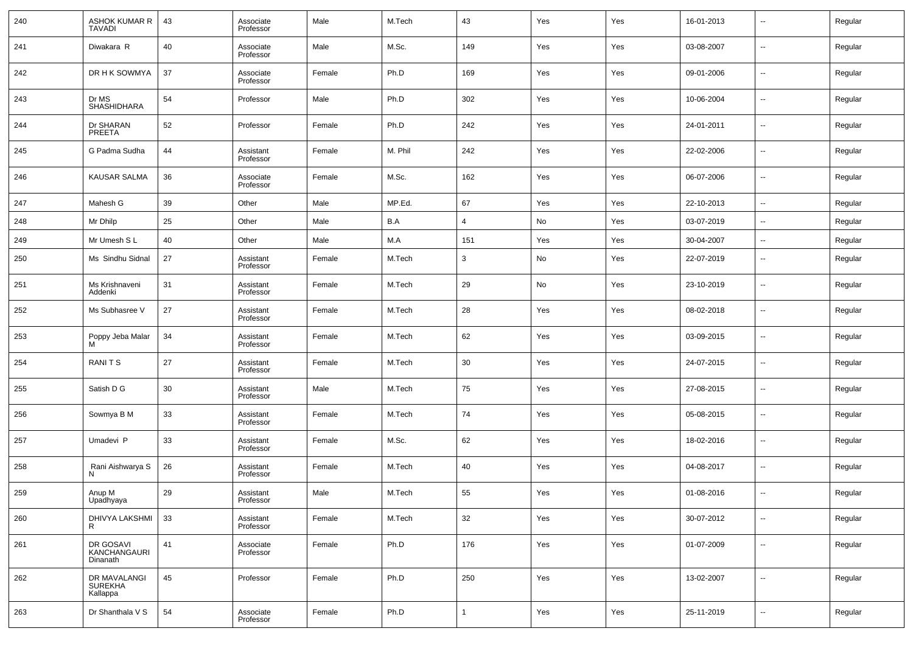| 240 | ASHOK KUMAR R TAVADI | 43 | Associate Professor | Male | M.Tech | 43 | Yes | Yes | 16-01-2013 | -- | Regular |
|---|---|---|---|---|---|---|---|---|---|---|---|
| 241 | Diwakara R | 40 | Associate Professor | Male | M.Sc. | 149 | Yes | Yes | 03-08-2007 | -- | Regular |
| 242 | DR H K SOWMYA | 37 | Associate Professor | Female | Ph.D | 169 | Yes | Yes | 09-01-2006 | -- | Regular |
| 243 | Dr MS SHASHIDHARA | 54 | Professor | Male | Ph.D | 302 | Yes | Yes | 10-06-2004 | -- | Regular |
| 244 | Dr SHARAN PREETA | 52 | Professor | Female | Ph.D | 242 | Yes | Yes | 24-01-2011 | -- | Regular |
| 245 | G Padma Sudha | 44 | Assistant Professor | Female | M. Phil | 242 | Yes | Yes | 22-02-2006 | -- | Regular |
| 246 | KAUSAR SALMA | 36 | Associate Professor | Female | M.Sc. | 162 | Yes | Yes | 06-07-2006 | -- | Regular |
| 247 | Mahesh G | 39 | Other | Male | MP.Ed. | 67 | Yes | Yes | 22-10-2013 | -- | Regular |
| 248 | Mr Dhilp | 25 | Other | Male | B.A | 4 | No | Yes | 03-07-2019 | -- | Regular |
| 249 | Mr Umesh S L | 40 | Other | Male | M.A | 151 | Yes | Yes | 30-04-2007 | -- | Regular |
| 250 | Ms Sindhu Sidnal | 27 | Assistant Professor | Female | M.Tech | 3 | No | Yes | 22-07-2019 | -- | Regular |
| 251 | Ms Krishnaveni Addenki | 31 | Assistant Professor | Female | M.Tech | 29 | No | Yes | 23-10-2019 | -- | Regular |
| 252 | Ms Subhasree V | 27 | Assistant Professor | Female | M.Tech | 28 | Yes | Yes | 08-02-2018 | -- | Regular |
| 253 | Poppy Jeba Malar M | 34 | Assistant Professor | Female | M.Tech | 62 | Yes | Yes | 03-09-2015 | -- | Regular |
| 254 | RANI T S | 27 | Assistant Professor | Female | M.Tech | 30 | Yes | Yes | 24-07-2015 | -- | Regular |
| 255 | Satish D G | 30 | Assistant Professor | Male | M.Tech | 75 | Yes | Yes | 27-08-2015 | -- | Regular |
| 256 | Sowmya B M | 33 | Assistant Professor | Female | M.Tech | 74 | Yes | Yes | 05-08-2015 | -- | Regular |
| 257 | Umadevi P | 33 | Assistant Professor | Female | M.Sc. | 62 | Yes | Yes | 18-02-2016 | -- | Regular |
| 258 | Rani Aishwarya S N | 26 | Assistant Professor | Female | M.Tech | 40 | Yes | Yes | 04-08-2017 | -- | Regular |
| 259 | Anup M Upadhyaya | 29 | Assistant Professor | Male | M.Tech | 55 | Yes | Yes | 01-08-2016 | -- | Regular |
| 260 | DHIVYA LAKSHMI R | 33 | Assistant Professor | Female | M.Tech | 32 | Yes | Yes | 30-07-2012 | -- | Regular |
| 261 | DR GOSAVI KANCHANGAURI Dinanath | 41 | Associate Professor | Female | Ph.D | 176 | Yes | Yes | 01-07-2009 | -- | Regular |
| 262 | DR MAVALANGI SUREKHA Kallappa | 45 | Professor | Female | Ph.D | 250 | Yes | Yes | 13-02-2007 | -- | Regular |
| 263 | Dr Shanthala V S | 54 | Associate Professor | Female | Ph.D | 1 | Yes | Yes | 25-11-2019 | -- | Regular |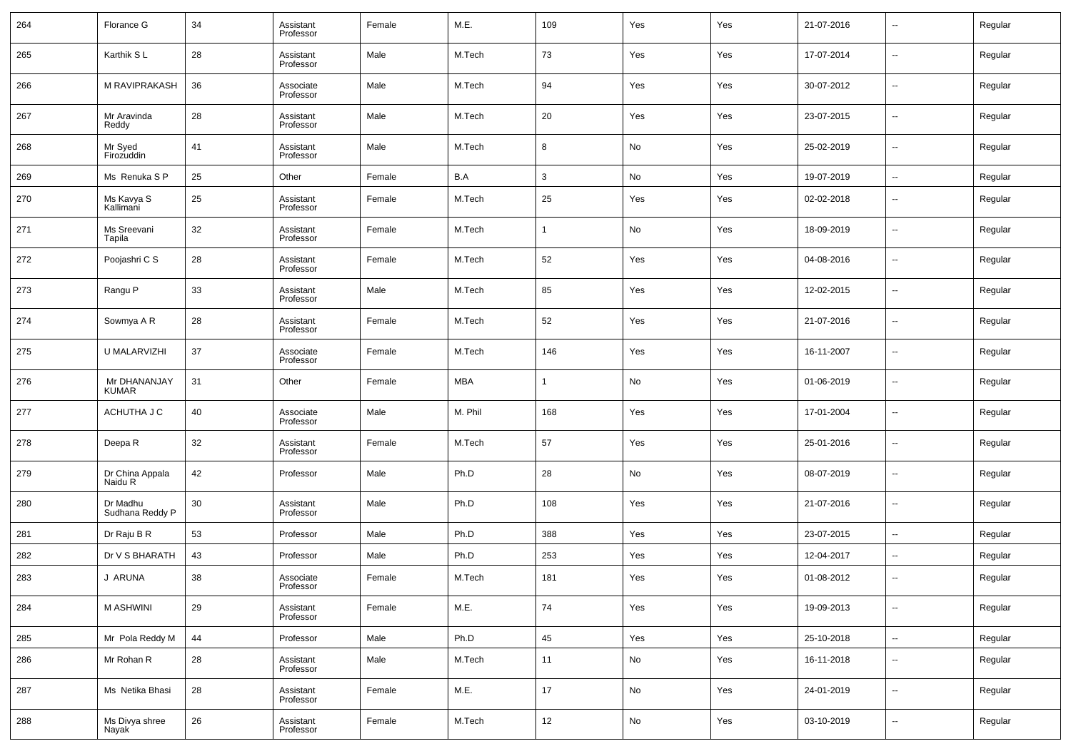| 264 | Florance G | 34 | Assistant Professor | Female | M.E. | 109 | Yes | Yes | 21-07-2016 | -- | Regular |
|---|---|---|---|---|---|---|---|---|---|---|---|
| 265 | Karthik S L | 28 | Assistant Professor | Male | M.Tech | 73 | Yes | Yes | 17-07-2014 | -- | Regular |
| 266 | M RAVIPRAKASH | 36 | Associate Professor | Male | M.Tech | 94 | Yes | Yes | 30-07-2012 | -- | Regular |
| 267 | Mr Aravinda Reddy | 28 | Assistant Professor | Male | M.Tech | 20 | Yes | Yes | 23-07-2015 | -- | Regular |
| 268 | Mr Syed Firozuddin | 41 | Assistant Professor | Male | M.Tech | 8 | No | Yes | 25-02-2019 | -- | Regular |
| 269 | Ms Renuka S P | 25 | Other | Female | B.A | 3 | No | Yes | 19-07-2019 | -- | Regular |
| 270 | Ms Kavya S Kallimani | 25 | Assistant Professor | Female | M.Tech | 25 | Yes | Yes | 02-02-2018 | -- | Regular |
| 271 | Ms Sreevani Tapila | 32 | Assistant Professor | Female | M.Tech | 1 | No | Yes | 18-09-2019 | -- | Regular |
| 272 | Poojashri C S | 28 | Assistant Professor | Female | M.Tech | 52 | Yes | Yes | 04-08-2016 | -- | Regular |
| 273 | Rangu P | 33 | Assistant Professor | Male | M.Tech | 85 | Yes | Yes | 12-02-2015 | -- | Regular |
| 274 | Sowmya A R | 28 | Assistant Professor | Female | M.Tech | 52 | Yes | Yes | 21-07-2016 | -- | Regular |
| 275 | U MALARVIZHI | 37 | Associate Professor | Female | M.Tech | 146 | Yes | Yes | 16-11-2007 | -- | Regular |
| 276 | Mr DHANANJAY KUMAR | 31 | Other | Female | MBA | 1 | No | Yes | 01-06-2019 | -- | Regular |
| 277 | ACHUTHA J C | 40 | Associate Professor | Male | M. Phil | 168 | Yes | Yes | 17-01-2004 | -- | Regular |
| 278 | Deepa R | 32 | Assistant Professor | Female | M.Tech | 57 | Yes | Yes | 25-01-2016 | -- | Regular |
| 279 | Dr China Appala Naidu R | 42 | Professor | Male | Ph.D | 28 | No | Yes | 08-07-2019 | -- | Regular |
| 280 | Dr Madhu Sudhana Reddy P | 30 | Assistant Professor | Male | Ph.D | 108 | Yes | Yes | 21-07-2016 | -- | Regular |
| 281 | Dr Raju B R | 53 | Professor | Male | Ph.D | 388 | Yes | Yes | 23-07-2015 | -- | Regular |
| 282 | Dr V S BHARATH | 43 | Professor | Male | Ph.D | 253 | Yes | Yes | 12-04-2017 | -- | Regular |
| 283 | J ARUNA | 38 | Associate Professor | Female | M.Tech | 181 | Yes | Yes | 01-08-2012 | -- | Regular |
| 284 | M ASHWINI | 29 | Assistant Professor | Female | M.E. | 74 | Yes | Yes | 19-09-2013 | -- | Regular |
| 285 | Mr Pola Reddy M | 44 | Professor | Male | Ph.D | 45 | Yes | Yes | 25-10-2018 | -- | Regular |
| 286 | Mr Rohan R | 28 | Assistant Professor | Male | M.Tech | 11 | No | Yes | 16-11-2018 | -- | Regular |
| 287 | Ms Netika Bhasi | 28 | Assistant Professor | Female | M.E. | 17 | No | Yes | 24-01-2019 | -- | Regular |
| 288 | Ms Divya shree Nayak | 26 | Assistant Professor | Female | M.Tech | 12 | No | Yes | 03-10-2019 | -- | Regular |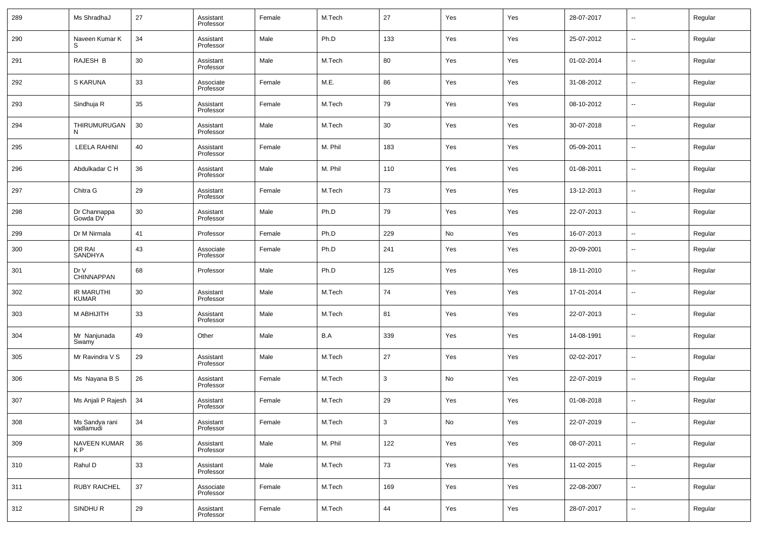| 289 | Ms ShradhaJ | 27 | Assistant Professor | Female | M.Tech | 27 | Yes | Yes | 28-07-2017 | -- | Regular |
|---|---|---|---|---|---|---|---|---|---|---|---|
| 290 | Naveen Kumar K S | 34 | Assistant Professor | Male | Ph.D | 133 | Yes | Yes | 25-07-2012 | -- | Regular |
| 291 | RAJESH B | 30 | Assistant Professor | Male | M.Tech | 80 | Yes | Yes | 01-02-2014 | -- | Regular |
| 292 | S KARUNA | 33 | Associate Professor | Female | M.E. | 86 | Yes | Yes | 31-08-2012 | -- | Regular |
| 293 | Sindhuja R | 35 | Assistant Professor | Female | M.Tech | 79 | Yes | Yes | 08-10-2012 | -- | Regular |
| 294 | THIRUMURUGAN N | 30 | Assistant Professor | Male | M.Tech | 30 | Yes | Yes | 30-07-2018 | -- | Regular |
| 295 | LEELA RAHINI | 40 | Assistant Professor | Female | M. Phil | 183 | Yes | Yes | 05-09-2011 | -- | Regular |
| 296 | Abdulkadar C H | 36 | Assistant Professor | Male | M. Phil | 110 | Yes | Yes | 01-08-2011 | -- | Regular |
| 297 | Chitra G | 29 | Assistant Professor | Female | M.Tech | 73 | Yes | Yes | 13-12-2013 | -- | Regular |
| 298 | Dr Channappa Gowda DV | 30 | Assistant Professor | Male | Ph.D | 79 | Yes | Yes | 22-07-2013 | -- | Regular |
| 299 | Dr M Nirmala | 41 | Professor | Female | Ph.D | 229 | No | Yes | 16-07-2013 | -- | Regular |
| 300 | DR RAI SANDHYA | 43 | Associate Professor | Female | Ph.D | 241 | Yes | Yes | 20-09-2001 | -- | Regular |
| 301 | Dr V CHINNAPPAN | 68 | Professor | Male | Ph.D | 125 | Yes | Yes | 18-11-2010 | -- | Regular |
| 302 | IR MARUTHI KUMAR | 30 | Assistant Professor | Male | M.Tech | 74 | Yes | Yes | 17-01-2014 | -- | Regular |
| 303 | M ABHIJITH | 33 | Assistant Professor | Male | M.Tech | 81 | Yes | Yes | 22-07-2013 | -- | Regular |
| 304 | Mr Nanjunada Swamy | 49 | Other | Male | B.A | 339 | Yes | Yes | 14-08-1991 | -- | Regular |
| 305 | Mr Ravindra V S | 29 | Assistant Professor | Male | M.Tech | 27 | Yes | Yes | 02-02-2017 | -- | Regular |
| 306 | Ms Nayana B S | 26 | Assistant Professor | Female | M.Tech | 3 | No | Yes | 22-07-2019 | -- | Regular |
| 307 | Ms Anjali P Rajesh | 34 | Assistant Professor | Female | M.Tech | 29 | Yes | Yes | 01-08-2018 | -- | Regular |
| 308 | Ms Sandya rani vadlamudi | 34 | Assistant Professor | Female | M.Tech | 3 | No | Yes | 22-07-2019 | -- | Regular |
| 309 | NAVEEN KUMAR K P | 36 | Assistant Professor | Male | M. Phil | 122 | Yes | Yes | 08-07-2011 | -- | Regular |
| 310 | Rahul D | 33 | Assistant Professor | Male | M.Tech | 73 | Yes | Yes | 11-02-2015 | -- | Regular |
| 311 | RUBY RAICHEL | 37 | Associate Professor | Female | M.Tech | 169 | Yes | Yes | 22-08-2007 | -- | Regular |
| 312 | SINDHU R | 29 | Assistant Professor | Female | M.Tech | 44 | Yes | Yes | 28-07-2017 | -- | Regular |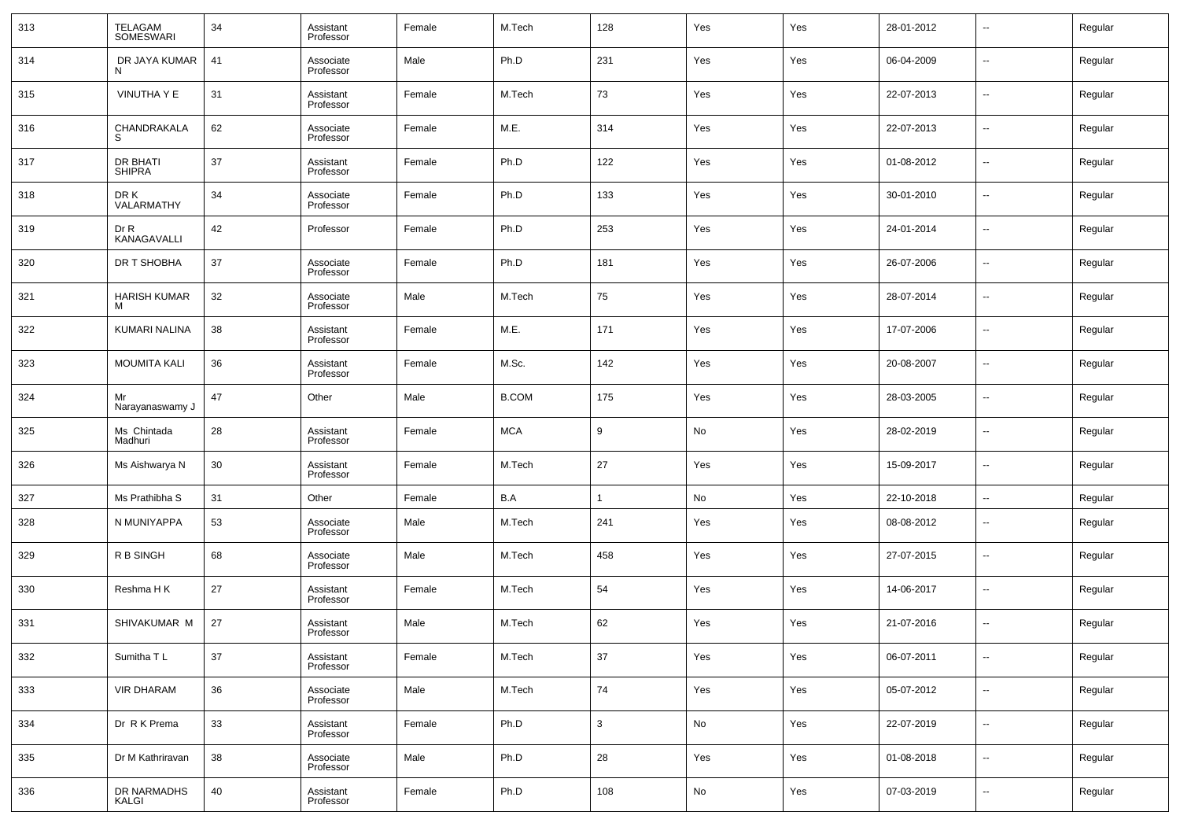| 313 | TELAGAM SOMESWARI | 34 | Assistant Professor | Female | M.Tech | 128 | Yes | Yes | 28-01-2012 | -- | Regular |
|---|---|---|---|---|---|---|---|---|---|---|---|
| 314 | DR JAYA KUMAR N | 41 | Associate Professor | Male | Ph.D | 231 | Yes | Yes | 06-04-2009 | -- | Regular |
| 315 | VINUTHA Y E | 31 | Assistant Professor | Female | M.Tech | 73 | Yes | Yes | 22-07-2013 | -- | Regular |
| 316 | CHANDRAKALA S | 62 | Associate Professor | Female | M.E. | 314 | Yes | Yes | 22-07-2013 | -- | Regular |
| 317 | DR BHATI SHIPRA | 37 | Assistant Professor | Female | Ph.D | 122 | Yes | Yes | 01-08-2012 | -- | Regular |
| 318 | DR K VALARMATHY | 34 | Associate Professor | Female | Ph.D | 133 | Yes | Yes | 30-01-2010 | -- | Regular |
| 319 | Dr R KANAGAVALLI | 42 | Professor | Female | Ph.D | 253 | Yes | Yes | 24-01-2014 | -- | Regular |
| 320 | DR T SHOBHA | 37 | Associate Professor | Female | Ph.D | 181 | Yes | Yes | 26-07-2006 | -- | Regular |
| 321 | HARISH KUMAR M | 32 | Associate Professor | Male | M.Tech | 75 | Yes | Yes | 28-07-2014 | -- | Regular |
| 322 | KUMARI NALINA | 38 | Assistant Professor | Female | M.E. | 171 | Yes | Yes | 17-07-2006 | -- | Regular |
| 323 | MOUMITA KALI | 36 | Assistant Professor | Female | M.Sc. | 142 | Yes | Yes | 20-08-2007 | -- | Regular |
| 324 | Mr Narayanaswamy J | 47 | Other | Male | B.COM | 175 | Yes | Yes | 28-03-2005 | -- | Regular |
| 325 | Ms Chintada Madhuri | 28 | Assistant Professor | Female | MCA | 9 | No | Yes | 28-02-2019 | -- | Regular |
| 326 | Ms Aishwarya N | 30 | Assistant Professor | Female | M.Tech | 27 | Yes | Yes | 15-09-2017 | -- | Regular |
| 327 | Ms Prathibha S | 31 | Other | Female | B.A | 1 | No | Yes | 22-10-2018 | -- | Regular |
| 328 | N MUNIYAPPA | 53 | Associate Professor | Male | M.Tech | 241 | Yes | Yes | 08-08-2012 | -- | Regular |
| 329 | R B SINGH | 68 | Associate Professor | Male | M.Tech | 458 | Yes | Yes | 27-07-2015 | -- | Regular |
| 330 | Reshma H K | 27 | Assistant Professor | Female | M.Tech | 54 | Yes | Yes | 14-06-2017 | -- | Regular |
| 331 | SHIVAKUMAR M | 27 | Assistant Professor | Male | M.Tech | 62 | Yes | Yes | 21-07-2016 | -- | Regular |
| 332 | Sumitha T L | 37 | Assistant Professor | Female | M.Tech | 37 | Yes | Yes | 06-07-2011 | -- | Regular |
| 333 | VIR DHARAM | 36 | Associate Professor | Male | M.Tech | 74 | Yes | Yes | 05-07-2012 | -- | Regular |
| 334 | Dr R K Prema | 33 | Assistant Professor | Female | Ph.D | 3 | No | Yes | 22-07-2019 | -- | Regular |
| 335 | Dr M Kathriravan | 38 | Associate Professor | Male | Ph.D | 28 | Yes | Yes | 01-08-2018 | -- | Regular |
| 336 | DR NARMADHS KALGI | 40 | Assistant Professor | Female | Ph.D | 108 | No | Yes | 07-03-2019 | -- | Regular |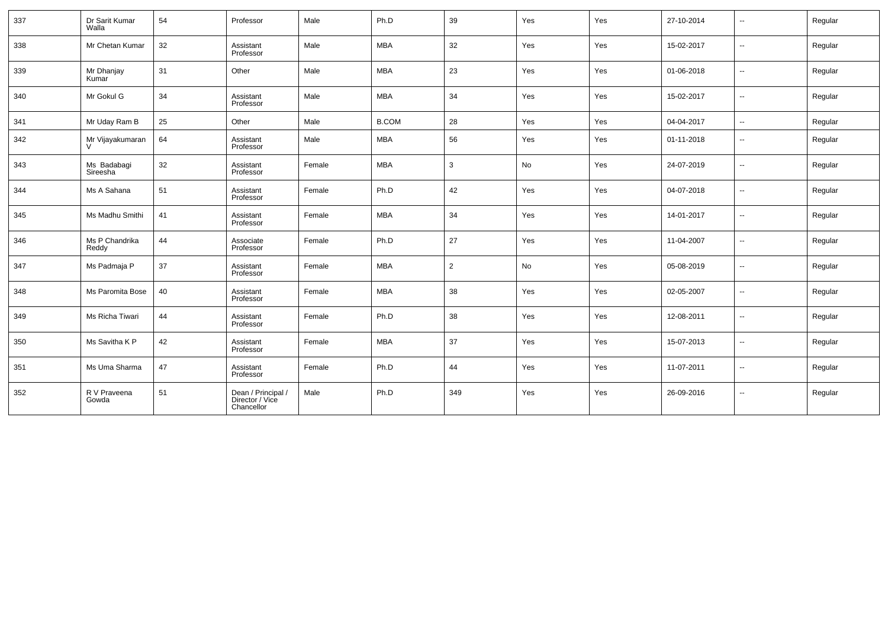| | | | | | | | | | | | |
|---|---|---|---|---|---|---|---|---|---|---|---|
| 337 | Dr Sarit Kumar Walla | 54 | Professor | Male | Ph.D | 39 | Yes | Yes | 27-10-2014 | -- | Regular |
| 338 | Mr Chetan Kumar | 32 | Assistant Professor | Male | MBA | 32 | Yes | Yes | 15-02-2017 | -- | Regular |
| 339 | Mr Dhanjay Kumar | 31 | Other | Male | MBA | 23 | Yes | Yes | 01-06-2018 | -- | Regular |
| 340 | Mr Gokul G | 34 | Assistant Professor | Male | MBA | 34 | Yes | Yes | 15-02-2017 | -- | Regular |
| 341 | Mr Uday Ram B | 25 | Other | Male | B.COM | 28 | Yes | Yes | 04-04-2017 | -- | Regular |
| 342 | Mr Vijayakumaran V | 64 | Assistant Professor | Male | MBA | 56 | Yes | Yes | 01-11-2018 | -- | Regular |
| 343 | Ms Badabagi Sireesha | 32 | Assistant Professor | Female | MBA | 3 | No | Yes | 24-07-2019 | -- | Regular |
| 344 | Ms A Sahana | 51 | Assistant Professor | Female | Ph.D | 42 | Yes | Yes | 04-07-2018 | -- | Regular |
| 345 | Ms Madhu Smithi | 41 | Assistant Professor | Female | MBA | 34 | Yes | Yes | 14-01-2017 | -- | Regular |
| 346 | Ms P Chandrika Reddy | 44 | Associate Professor | Female | Ph.D | 27 | Yes | Yes | 11-04-2007 | -- | Regular |
| 347 | Ms Padmaja P | 37 | Assistant Professor | Female | MBA | 2 | No | Yes | 05-08-2019 | -- | Regular |
| 348 | Ms Paromita Bose | 40 | Assistant Professor | Female | MBA | 38 | Yes | Yes | 02-05-2007 | -- | Regular |
| 349 | Ms Richa Tiwari | 44 | Assistant Professor | Female | Ph.D | 38 | Yes | Yes | 12-08-2011 | -- | Regular |
| 350 | Ms Savitha K P | 42 | Assistant Professor | Female | MBA | 37 | Yes | Yes | 15-07-2013 | -- | Regular |
| 351 | Ms Uma Sharma | 47 | Assistant Professor | Female | Ph.D | 44 | Yes | Yes | 11-07-2011 | -- | Regular |
| 352 | R V Praveena Gowda | 51 | Dean / Principal / Director / Vice Chancellor | Male | Ph.D | 349 | Yes | Yes | 26-09-2016 | -- | Regular |